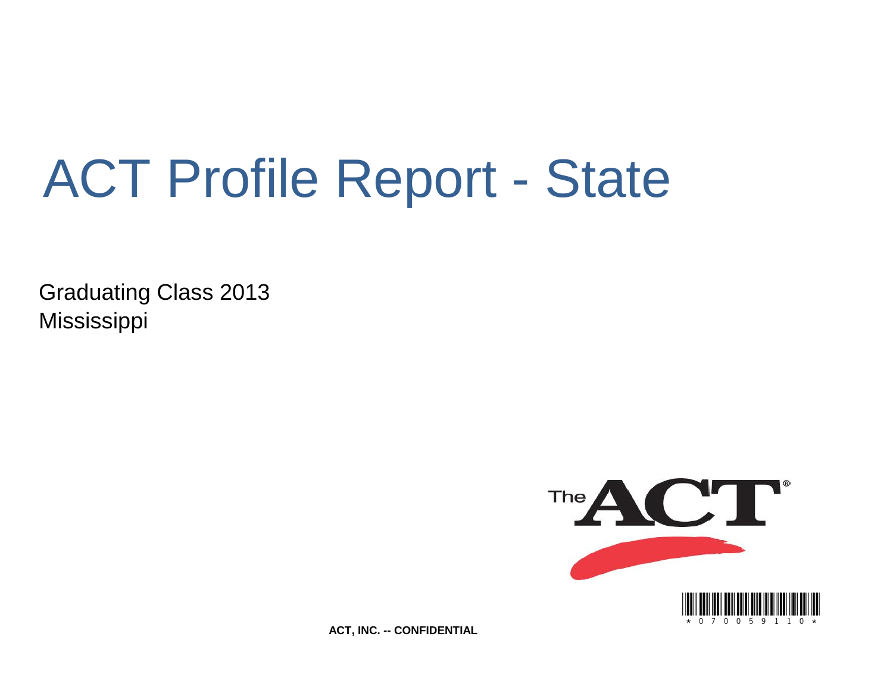# ACT Profile Report - State

Graduating Class 2013
Mississippi

*0700591 10*

**ACT, INC. -- CONFIDENTIAL**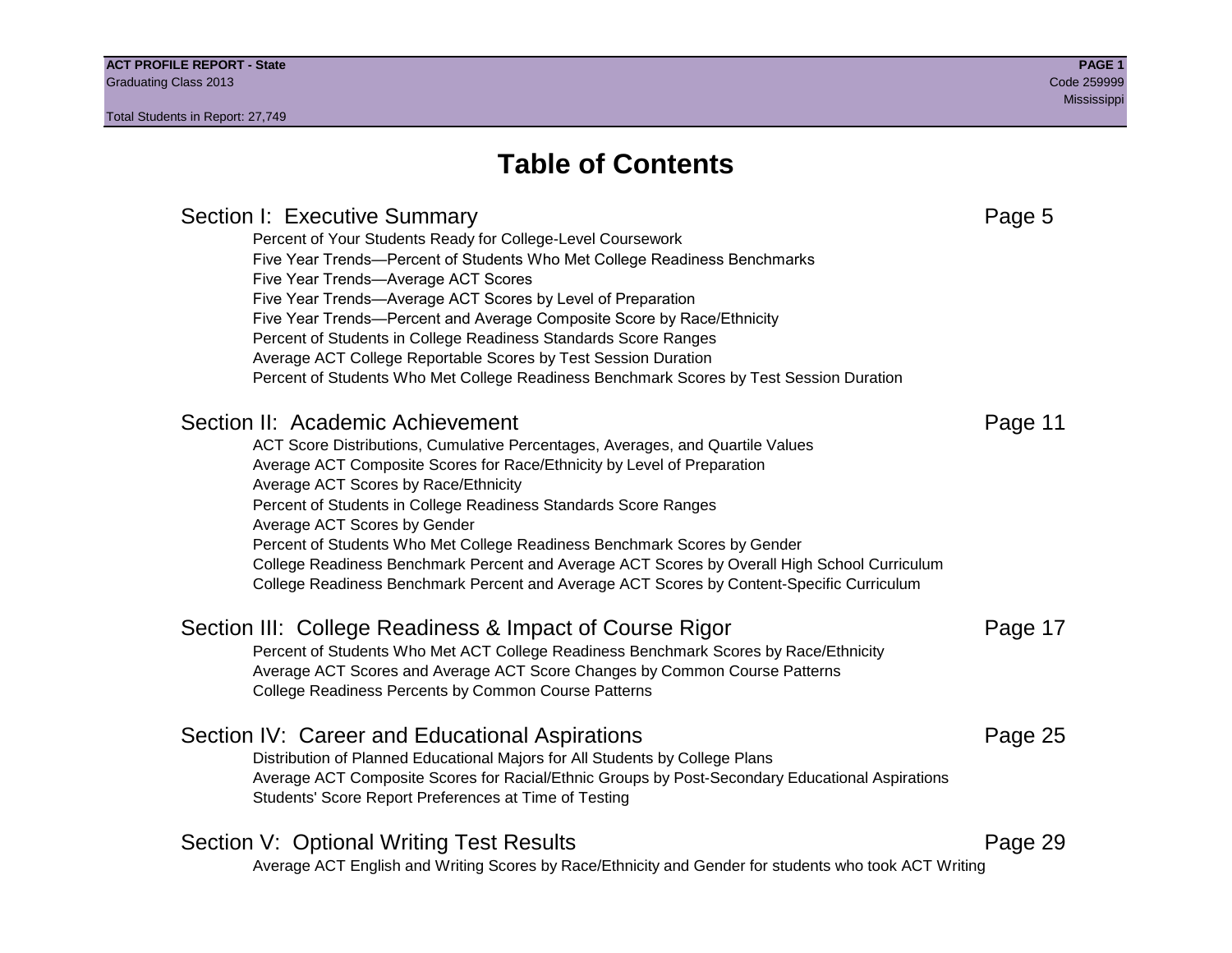# Table of Contents

## Section I: Executive Summary — Page 5

- Percent of Your Students Ready for College-Level Coursework
- Five Year Trends—Percent of Students Who Met College Readiness Benchmarks
- Five Year Trends—Average ACT Scores
- Five Year Trends—Average ACT Scores by Level of Preparation
- Five Year Trends—Percent and Average Composite Score by Race/Ethnicity
- Percent of Students in College Readiness Standards Score Ranges
- Average ACT College Reportable Scores by Test Session Duration
- Percent of Students Who Met College Readiness Benchmark Scores by Test Session Duration

## Section II: Academic Achievement — Page 11

- ACT Score Distributions, Cumulative Percentages, Averages, and Quartile Values
- Average ACT Composite Scores for Race/Ethnicity by Level of Preparation
- Average ACT Scores by Race/Ethnicity
- Percent of Students in College Readiness Standards Score Ranges
- Average ACT Scores by Gender
- Percent of Students Who Met College Readiness Benchmark Scores by Gender
- College Readiness Benchmark Percent and Average ACT Scores by Overall High School Curriculum
- College Readiness Benchmark Percent and Average ACT Scores by Content-Specific Curriculum

## Section III: College Readiness & Impact of Course Rigor — Page 17

- Percent of Students Who Met ACT College Readiness Benchmark Scores by Race/Ethnicity
- Average ACT Scores and Average ACT Score Changes by Common Course Patterns
- College Readiness Percents by Common Course Patterns

## Section IV: Career and Educational Aspirations — Page 25

- Distribution of Planned Educational Majors for All Students by College Plans
- Average ACT Composite Scores for Racial/Ethnic Groups by Post-Secondary Educational Aspirations
- Students' Score Report Preferences at Time of Testing

## Section V: Optional Writing Test Results — Page 29

- Average ACT English and Writing Scores by Race/Ethnicity and Gender for students who took ACT Writing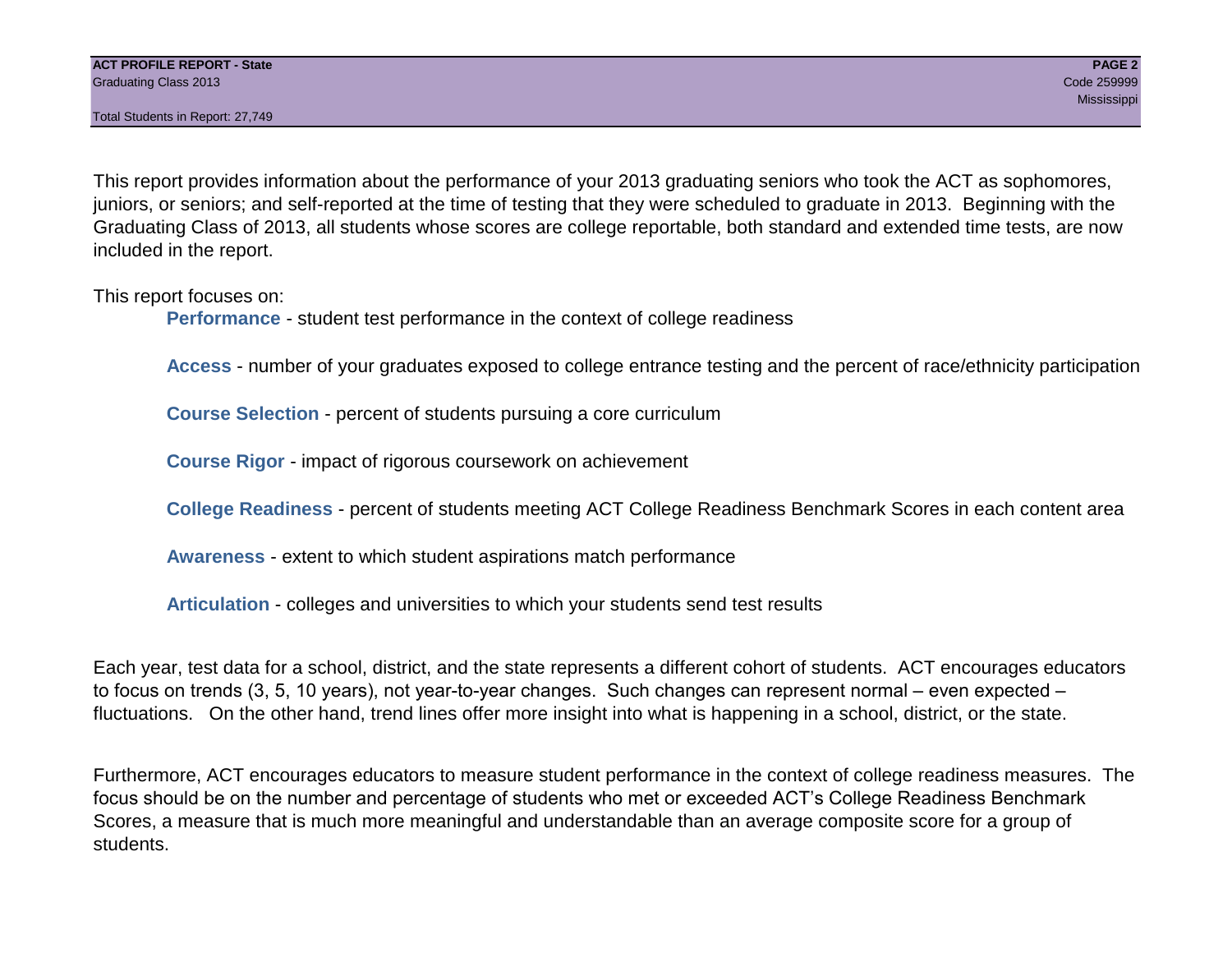This report provides information about the performance of your 2013 graduating seniors who took the ACT as sophomores, juniors, or seniors; and self-reported at the time of testing that they were scheduled to graduate in 2013. Beginning with the Graduating Class of 2013, all students whose scores are college reportable, both standard and extended time tests, are now included in the report.

This report focuses on:

- **Performance** - student test performance in the context of college readiness
- **Access** - number of your graduates exposed to college entrance testing and the percent of race/ethnicity participation
- **Course Selection** - percent of students pursuing a core curriculum
- **Course Rigor** - impact of rigorous coursework on achievement
- **College Readiness** - percent of students meeting ACT College Readiness Benchmark Scores in each content area
- **Awareness** - extent to which student aspirations match performance
- **Articulation** - colleges and universities to which your students send test results

Each year, test data for a school, district, and the state represents a different cohort of students. ACT encourages educators to focus on trends (3, 5, 10 years), not year-to-year changes. Such changes can represent normal – even expected – fluctuations. On the other hand, trend lines offer more insight into what is happening in a school, district, or the state.

Furthermore, ACT encourages educators to measure student performance in the context of college readiness measures. The focus should be on the number and percentage of students who met or exceeded ACT's College Readiness Benchmark Scores, a measure that is much more meaningful and understandable than an average composite score for a group of students.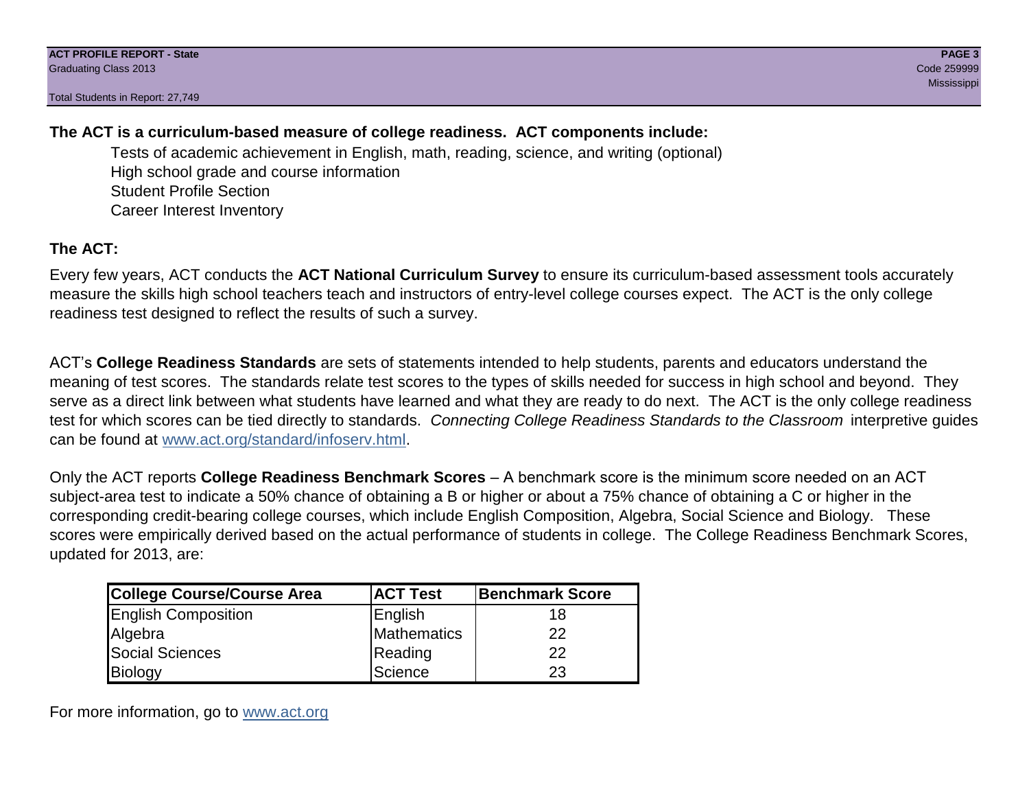**The ACT is a curriculum-based measure of college readiness. ACT components include:**

Tests of academic achievement in English, math, reading, science, and writing (optional)
High school grade and course information
Student Profile Section
Career Interest Inventory

**The ACT:**

Every few years, ACT conducts the **ACT National Curriculum Survey** to ensure its curriculum-based assessment tools accurately measure the skills high school teachers teach and instructors of entry-level college courses expect. The ACT is the only college readiness test designed to reflect the results of such a survey.

ACT's **College Readiness Standards** are sets of statements intended to help students, parents and educators understand the meaning of test scores. The standards relate test scores to the types of skills needed for success in high school and beyond. They serve as a direct link between what students have learned and what they are ready to do next. The ACT is the only college readiness test for which scores can be tied directly to standards. *Connecting College Readiness Standards to the Classroom* interpretive guides can be found at [www.act.org/standard/infoserv.html](www.act.org/standard/infoserv.html).

Only the ACT reports **College Readiness Benchmark Scores** – A benchmark score is the minimum score needed on an ACT subject-area test to indicate a 50% chance of obtaining a B or higher or about a 75% chance of obtaining a C or higher in the corresponding credit-bearing college courses, which include English Composition, Algebra, Social Science and Biology. These scores were empirically derived based on the actual performance of students in college. The College Readiness Benchmark Scores, updated for 2013, are:

| College Course/Course Area | ACT Test | Benchmark Score |
|---|---|---|
| English Composition | English | 18 |
| Algebra | Mathematics | 22 |
| Social Sciences | Reading | 22 |
| Biology | Science | 23 |

For more information, go to [www.act.org](www.act.org)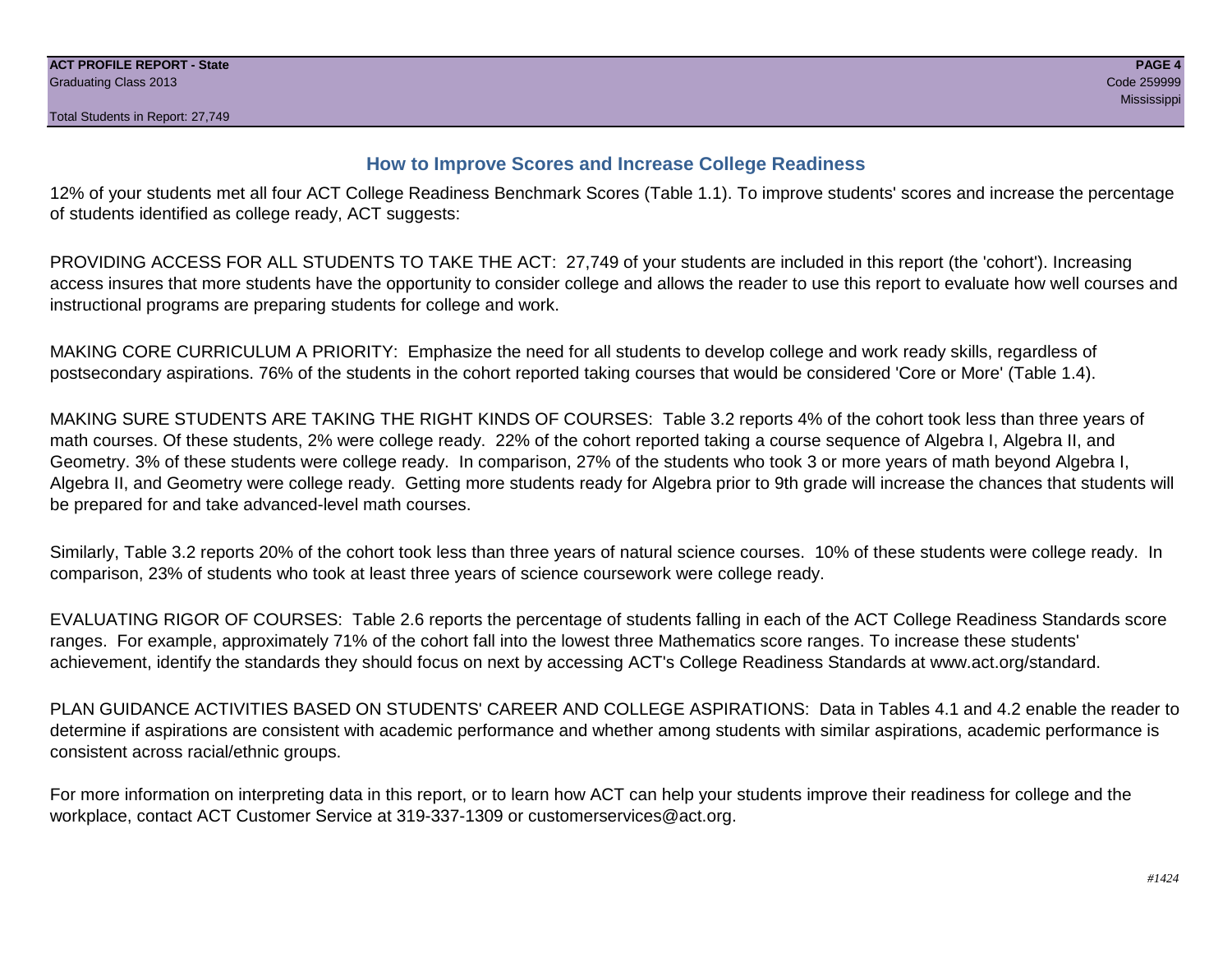## How to Improve Scores and Increase College Readiness

12% of your students met all four ACT College Readiness Benchmark Scores (Table 1.1). To improve students' scores and increase the percentage of students identified as college ready, ACT suggests:

PROVIDING ACCESS FOR ALL STUDENTS TO TAKE THE ACT: 27,749 of your students are included in this report (the 'cohort'). Increasing access insures that more students have the opportunity to consider college and allows the reader to use this report to evaluate how well courses and instructional programs are preparing students for college and work.

MAKING CORE CURRICULUM A PRIORITY: Emphasize the need for all students to develop college and work ready skills, regardless of postsecondary aspirations. 76% of the students in the cohort reported taking courses that would be considered 'Core or More' (Table 1.4).

MAKING SURE STUDENTS ARE TAKING THE RIGHT KINDS OF COURSES: Table 3.2 reports 4% of the cohort took less than three years of math courses. Of these students, 2% were college ready. 22% of the cohort reported taking a course sequence of Algebra I, Algebra II, and Geometry. 3% of these students were college ready. In comparison, 27% of the students who took 3 or more years of math beyond Algebra I, Algebra II, and Geometry were college ready. Getting more students ready for Algebra prior to 9th grade will increase the chances that students will be prepared for and take advanced-level math courses.

Similarly, Table 3.2 reports 20% of the cohort took less than three years of natural science courses. 10% of these students were college ready. In comparison, 23% of students who took at least three years of science coursework were college ready.

EVALUATING RIGOR OF COURSES: Table 2.6 reports the percentage of students falling in each of the ACT College Readiness Standards score ranges. For example, approximately 71% of the cohort fall into the lowest three Mathematics score ranges. To increase these students' achievement, identify the standards they should focus on next by accessing ACT's College Readiness Standards at www.act.org/standard.

PLAN GUIDANCE ACTIVITIES BASED ON STUDENTS' CAREER AND COLLEGE ASPIRATIONS: Data in Tables 4.1 and 4.2 enable the reader to determine if aspirations are consistent with academic performance and whether among students with similar aspirations, academic performance is consistent across racial/ethnic groups.

For more information on interpreting data in this report, or to learn how ACT can help your students improve their readiness for college and the workplace, contact ACT Customer Service at 319-337-1309 or customerservices@act.org.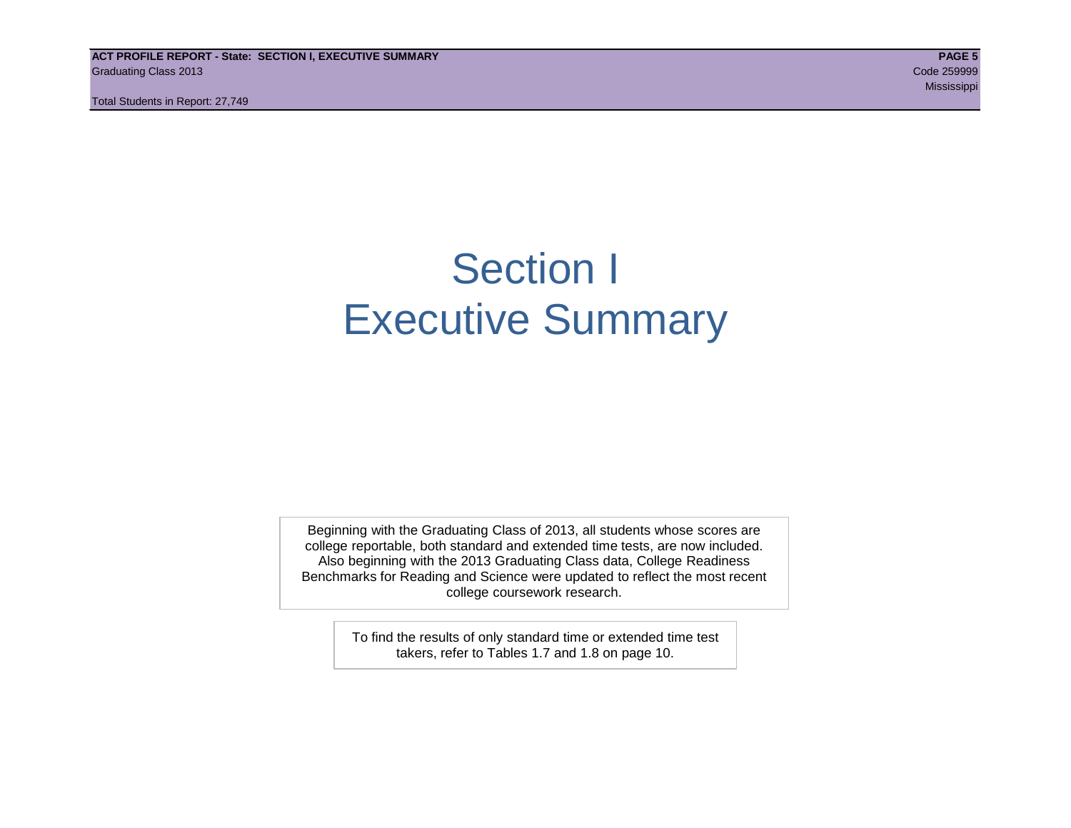# Section I
# Executive Summary

Beginning with the Graduating Class of 2013, all students whose scores are college reportable, both standard and extended time tests, are now included. Also beginning with the 2013 Graduating Class data, College Readiness Benchmarks for Reading and Science were updated to reflect the most recent college coursework research.

To find the results of only standard time or extended time test takers, refer to Tables 1.7 and 1.8 on page 10.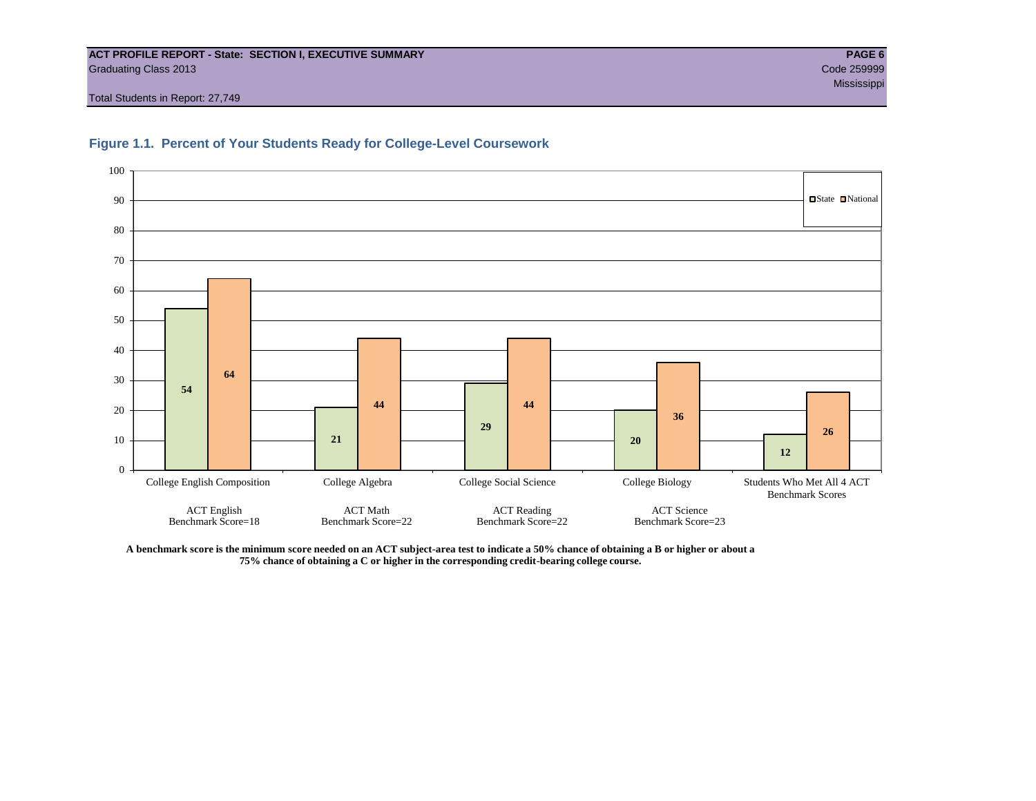**ACT PROFILE REPORT - State: SECTION I, EXECUTIVE SUMMARY**
Graduating Class 2013
Code 259999
Mississippi
Total Students in Report: 27,749

### Figure 1.1. Percent of Your Students Ready for College-Level Coursework

| | State | National |
|---|---|---|
| College English Composition (ACT English Benchmark Score=18) | 54 | 64 |
| College Algebra (ACT Math Benchmark Score=22) | 21 | 44 |
| College Social Science (ACT Reading Benchmark Score=22) | 29 | 44 |
| College Biology (ACT Science Benchmark Score=23) | 20 | 36 |
| Students Who Met All 4 ACT Benchmark Scores | 12 | 26 |

**A benchmark score is the minimum score needed on an ACT subject-area test to indicate a 50% chance of obtaining a B or higher or about a 75% chance of obtaining a C or higher in the corresponding credit-bearing college course.**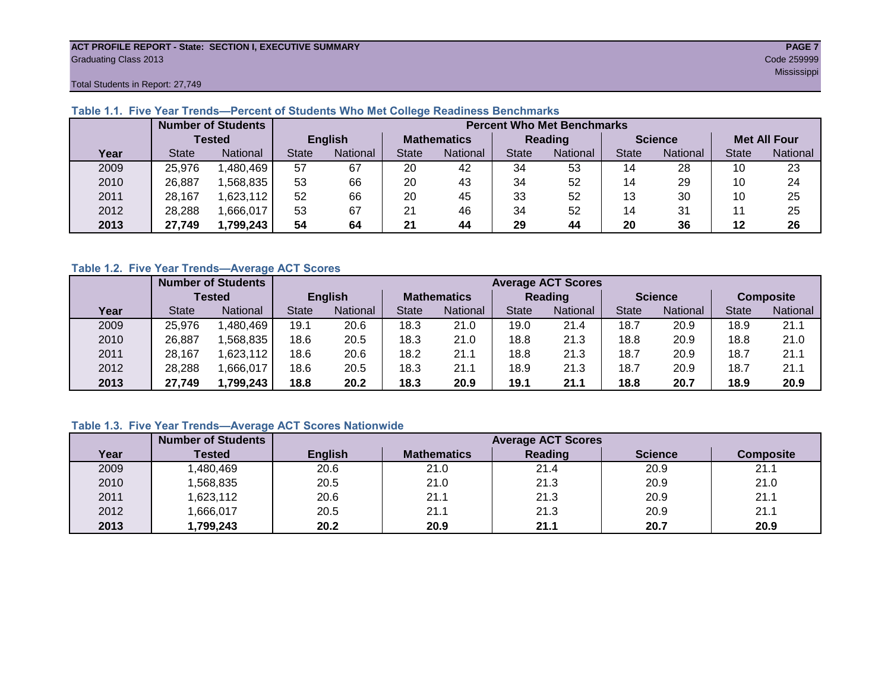**ACT PROFILE REPORT - State: SECTION I, EXECUTIVE SUMMARY**
Graduating Class 2013
Code 259999
Mississippi
Total Students in Report: 27,749

### Table 1.1. Five Year Trends—Percent of Students Who Met College Readiness Benchmarks

| | Number of Students Tested | | Percent Who Met Benchmarks | | | | | | | | | |
|---|---|---|---|---|---|---|---|---|---|---|---|---|
| | | | English | | Mathematics | | Reading | | Science | | Met All Four | |
| Year | State | National | State | National | State | National | State | National | State | National | State | National |
| 2009 | 25,976 | 1,480,469 | 57 | 67 | 20 | 42 | 34 | 53 | 14 | 28 | 10 | 23 |
| 2010 | 26,887 | 1,568,835 | 53 | 66 | 20 | 43 | 34 | 52 | 14 | 29 | 10 | 24 |
| 2011 | 28,167 | 1,623,112 | 52 | 66 | 20 | 45 | 33 | 52 | 13 | 30 | 10 | 25 |
| 2012 | 28,288 | 1,666,017 | 53 | 67 | 21 | 46 | 34 | 52 | 14 | 31 | 11 | 25 |
| **2013** | **27,749** | **1,799,243** | **54** | **64** | **21** | **44** | **29** | **44** | **20** | **36** | **12** | **26** |

### Table 1.2. Five Year Trends—Average ACT Scores

| | Number of Students Tested | | Average ACT Scores | | | | | | | | | |
|---|---|---|---|---|---|---|---|---|---|---|---|---|
| | | | English | | Mathematics | | Reading | | Science | | Composite | |
| Year | State | National | State | National | State | National | State | National | State | National | State | National |
| 2009 | 25,976 | 1,480,469 | 19.1 | 20.6 | 18.3 | 21.0 | 19.0 | 21.4 | 18.7 | 20.9 | 18.9 | 21.1 |
| 2010 | 26,887 | 1,568,835 | 18.6 | 20.5 | 18.3 | 21.0 | 18.8 | 21.3 | 18.8 | 20.9 | 18.8 | 21.0 |
| 2011 | 28,167 | 1,623,112 | 18.6 | 20.6 | 18.2 | 21.1 | 18.8 | 21.3 | 18.7 | 20.9 | 18.7 | 21.1 |
| 2012 | 28,288 | 1,666,017 | 18.6 | 20.5 | 18.3 | 21.1 | 18.9 | 21.3 | 18.7 | 20.9 | 18.7 | 21.1 |
| **2013** | **27,749** | **1,799,243** | **18.8** | **20.2** | **18.3** | **20.9** | **19.1** | **21.1** | **18.8** | **20.7** | **18.9** | **20.9** |

### Table 1.3. Five Year Trends—Average ACT Scores Nationwide

| | Number of Students | Average ACT Scores | | | | |
|---|---|---|---|---|---|---|
| Year | Tested | English | Mathematics | Reading | Science | Composite |
| 2009 | 1,480,469 | 20.6 | 21.0 | 21.4 | 20.9 | 21.1 |
| 2010 | 1,568,835 | 20.5 | 21.0 | 21.3 | 20.9 | 21.0 |
| 2011 | 1,623,112 | 20.6 | 21.1 | 21.3 | 20.9 | 21.1 |
| 2012 | 1,666,017 | 20.5 | 21.1 | 21.3 | 20.9 | 21.1 |
| **2013** | **1,799,243** | **20.2** | **20.9** | **21.1** | **20.7** | **20.9** |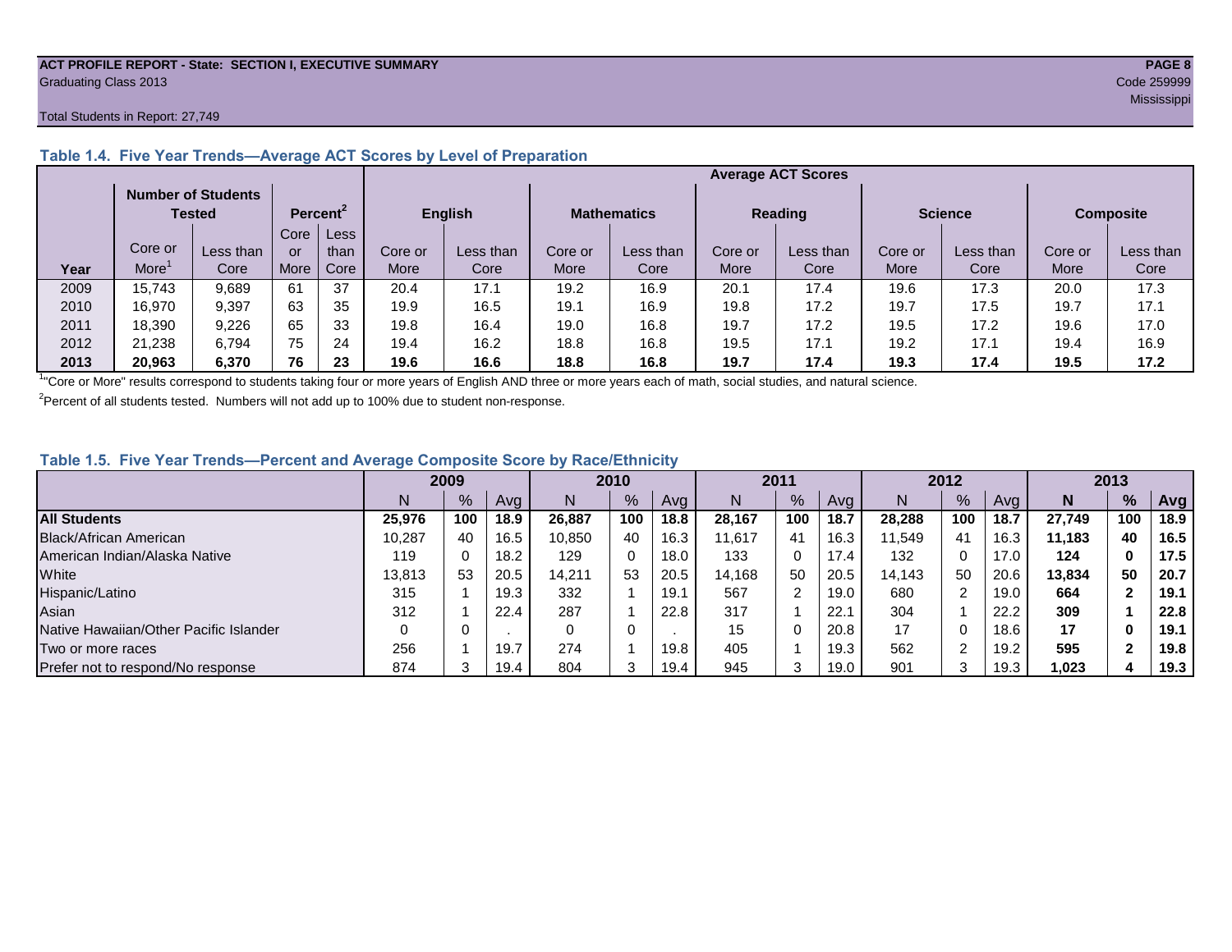ACT PROFILE REPORT - State: SECTION I, EXECUTIVE SUMMARY
Graduating Class 2013
Code 259999
Mississippi

Total Students in Report: 27,749

### Table 1.4. Five Year Trends—Average ACT Scores by Level of Preparation

| Year | Number of Students Tested | | Percent[2] | | Average ACT Scores | | | | | | | | | |
|---|---|---|---|---|---|---|---|---|---|---|---|---|---|---|
| | | | | | English | | Mathematics | | Reading | | Science | | Composite | |
| | Core or More[1] | Less than Core | Core or More | Less than Core | Core or More | Less than Core | Core or More | Less than Core | Core or More | Less than Core | Core or More | Less than Core | Core or More | Less than Core |
| 2009 | 15,743 | 9,689 | 61 | 37 | 20.4 | 17.1 | 19.2 | 16.9 | 20.1 | 17.4 | 19.6 | 17.3 | 20.0 | 17.3 |
| 2010 | 16,970 | 9,397 | 63 | 35 | 19.9 | 16.5 | 19.1 | 16.9 | 19.8 | 17.2 | 19.7 | 17.5 | 19.7 | 17.1 |
| 2011 | 18,390 | 9,226 | 65 | 33 | 19.8 | 16.4 | 19.0 | 16.8 | 19.7 | 17.2 | 19.5 | 17.2 | 19.6 | 17.0 |
| 2012 | 21,238 | 6,794 | 75 | 24 | 19.4 | 16.2 | 18.8 | 16.8 | 19.5 | 17.1 | 19.2 | 17.1 | 19.4 | 16.9 |
| **2013** | **20,963** | **6,370** | **76** | **23** | **19.6** | **16.6** | **18.8** | **16.8** | **19.7** | **17.4** | **19.3** | **17.4** | **19.5** | **17.2** |

[1]"Core or More" results correspond to students taking four or more years of English AND three or more years each of math, social studies, and natural science.

[2]Percent of all students tested. Numbers will not add up to 100% due to student non-response.

### Table 1.5. Five Year Trends—Percent and Average Composite Score by Race/Ethnicity

| | 2009 | | | 2010 | | | 2011 | | | 2012 | | | 2013 | | |
|---|---|---|---|---|---|---|---|---|---|---|---|---|---|---|---|
| | N | % | Avg | N | % | Avg | N | % | Avg | N | % | Avg | **N** | **%** | **Avg** |
| **All Students** | **25,976** | **100** | **18.9** | **26,887** | **100** | **18.8** | **28,167** | **100** | **18.7** | **28,288** | **100** | **18.7** | **27,749** | **100** | **18.9** |
| Black/African American | 10,287 | 40 | 16.5 | 10,850 | 40 | 16.3 | 11,617 | 41 | 16.3 | 11,549 | 41 | 16.3 | **11,183** | **40** | **16.5** |
| American Indian/Alaska Native | 119 | 0 | 18.2 | 129 | 0 | 18.0 | 133 | 0 | 17.4 | 132 | 0 | 17.0 | **124** | **0** | **17.5** |
| White | 13,813 | 53 | 20.5 | 14,211 | 53 | 20.5 | 14,168 | 50 | 20.5 | 14,143 | 50 | 20.6 | **13,834** | **50** | **20.7** |
| Hispanic/Latino | 315 | 1 | 19.3 | 332 | 1 | 19.1 | 567 | 2 | 19.0 | 680 | 2 | 19.0 | **664** | **2** | **19.1** |
| Asian | 312 | 1 | 22.4 | 287 | 1 | 22.8 | 317 | 1 | 22.1 | 304 | 1 | 22.2 | **309** | **1** | **22.8** |
| Native Hawaiian/Other Pacific Islander | 0 | 0 | . | 0 | 0 | . | 15 | 0 | 20.8 | 17 | 0 | 18.6 | **17** | **0** | **19.1** |
| Two or more races | 256 | 1 | 19.7 | 274 | 1 | 19.8 | 405 | 1 | 19.3 | 562 | 2 | 19.2 | **595** | **2** | **19.8** |
| Prefer not to respond/No response | 874 | 3 | 19.4 | 804 | 3 | 19.4 | 945 | 3 | 19.0 | 901 | 3 | 19.3 | **1,023** | **4** | **19.3** |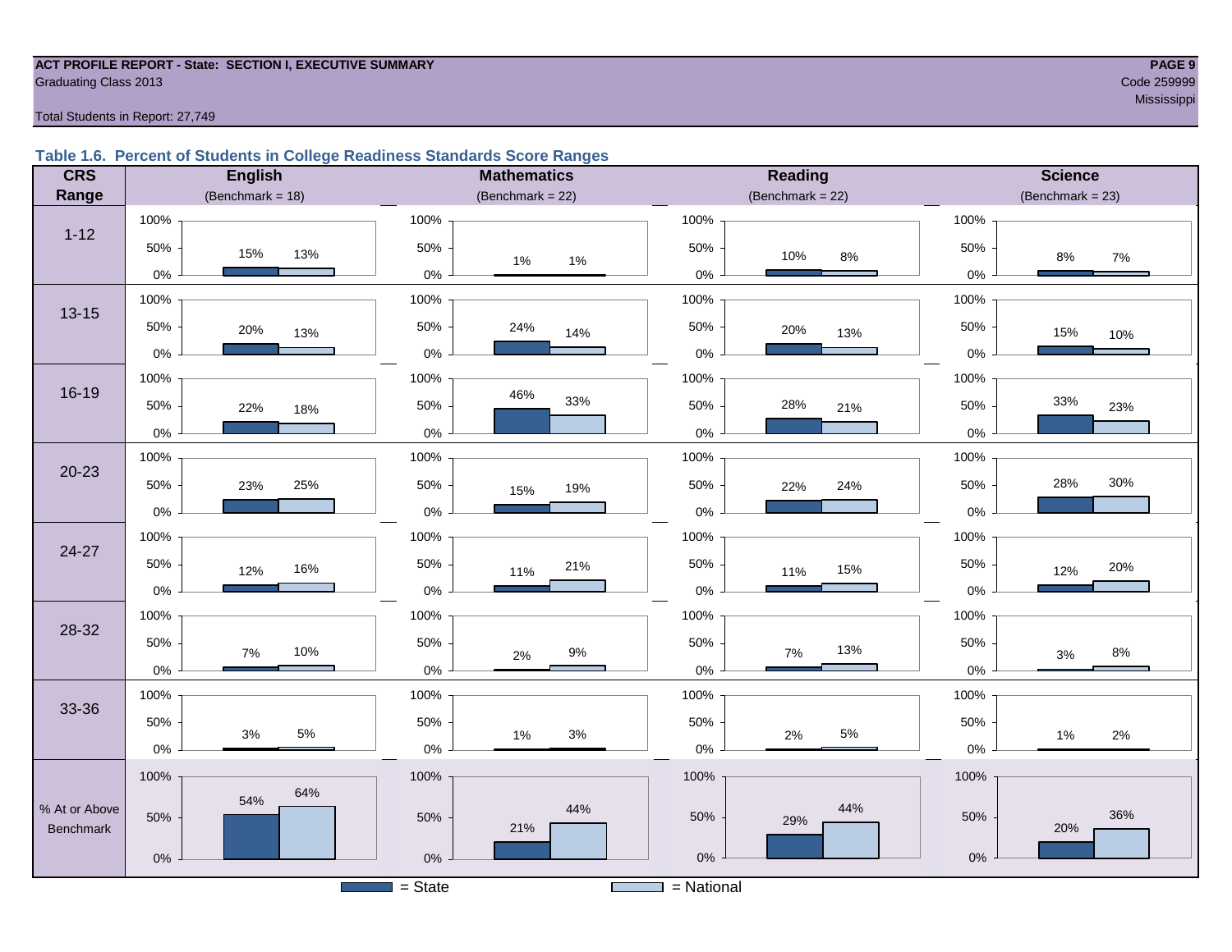ACT PROFILE REPORT - State: SECTION I, EXECUTIVE SUMMARY
Graduating Class 2013

Code 259999
Mississippi

Total Students in Report: 27,749

### Table 1.6. Percent of Students in College Readiness Standards Score Ranges

| CRS Range | English (Benchmark = 18) State | English National | Mathematics (Benchmark = 22) State | Mathematics National | Reading (Benchmark = 22) State | Reading National | Science (Benchmark = 23) State | Science National |
|---|---|---|---|---|---|---|---|---|
| 1-12 | 15% | 13% | 1% | 1% | 10% | 8% | 8% | 7% |
| 13-15 | 20% | 13% | 24% | 14% | 20% | 13% | 15% | 10% |
| 16-19 | 22% | 18% | 46% | 33% | 28% | 21% | 33% | 23% |
| 20-23 | 23% | 25% | 15% | 19% | 22% | 24% | 28% | 30% |
| 24-27 | 12% | 16% | 11% | 21% | 11% | 15% | 12% | 20% |
| 28-32 | 7% | 10% | 2% | 9% | 7% | 13% | 3% | 8% |
| 33-36 | 3% | 5% | 1% | 3% | 2% | 5% | 1% | 2% |
| % At or Above Benchmark | 54% | 64% | 21% | 44% | 29% | 44% | 20% | 36% |

■ = State □ = National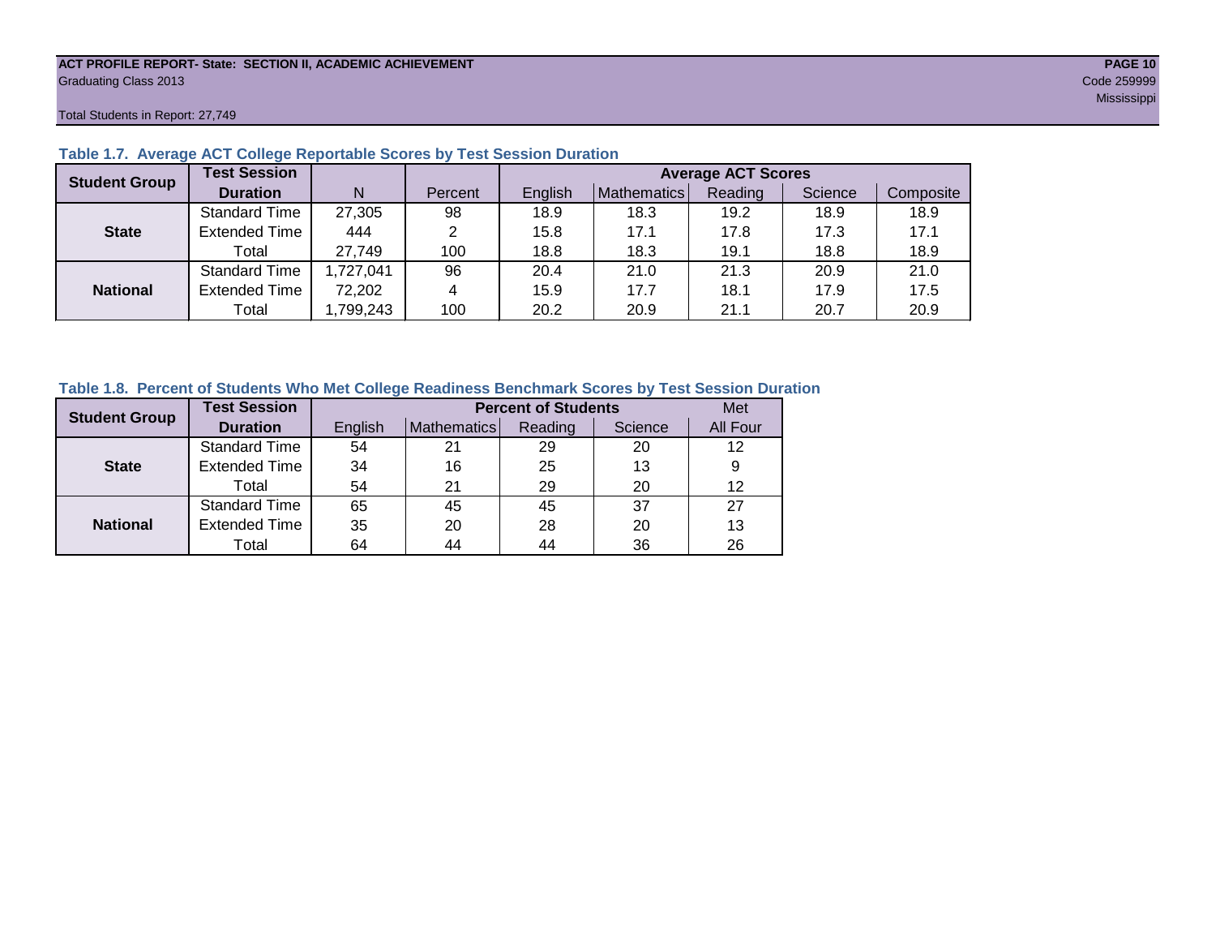ACT PROFILE REPORT- State: SECTION II, ACADEMIC ACHIEVEMENT
Graduating Class 2013
Code 259999
Mississippi

Total Students in Report: 27,749

### Table 1.7. Average ACT College Reportable Scores by Test Session Duration

| Student Group | Test Session Duration | N | Percent | Average ACT Scores | | | | |
|---|---|---|---|---|---|---|---|---|
| | | | | English | Mathematics | Reading | Science | Composite |
| **State** | Standard Time | 27,305 | 98 | 18.9 | 18.3 | 19.2 | 18.9 | 18.9 |
| | Extended Time | 444 | 2 | 15.8 | 17.1 | 17.8 | 17.3 | 17.1 |
| | Total | 27,749 | 100 | 18.8 | 18.3 | 19.1 | 18.8 | 18.9 |
| **National** | Standard Time | 1,727,041 | 96 | 20.4 | 21.0 | 21.3 | 20.9 | 21.0 |
| | Extended Time | 72,202 | 4 | 15.9 | 17.7 | 18.1 | 17.9 | 17.5 |
| | Total | 1,799,243 | 100 | 20.2 | 20.9 | 21.1 | 20.7 | 20.9 |

### Table 1.8. Percent of Students Who Met College Readiness Benchmark Scores by Test Session Duration

| Student Group | Test Session Duration | Percent of Students | | | | Met |
|---|---|---|---|---|---|---|
| | | English | Mathematics | Reading | Science | All Four |
| **State** | Standard Time | 54 | 21 | 29 | 20 | 12 |
| | Extended Time | 34 | 16 | 25 | 13 | 9 |
| | Total | 54 | 21 | 29 | 20 | 12 |
| **National** | Standard Time | 65 | 45 | 45 | 37 | 27 |
| | Extended Time | 35 | 20 | 28 | 20 | 13 |
| | Total | 64 | 44 | 44 | 36 | 26 |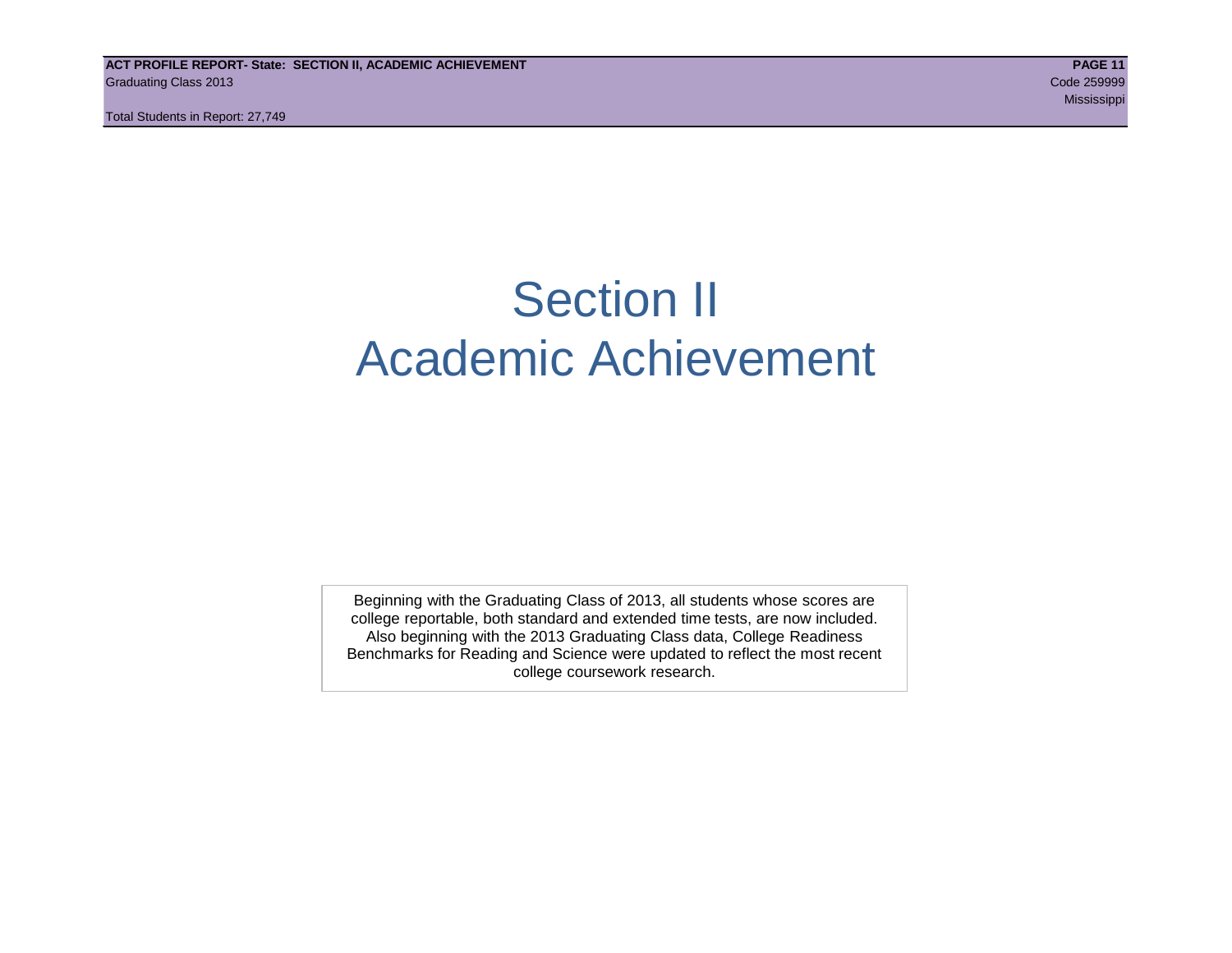# Section II
# Academic Achievement

Beginning with the Graduating Class of 2013, all students whose scores are college reportable, both standard and extended time tests, are now included. Also beginning with the 2013 Graduating Class data, College Readiness Benchmarks for Reading and Science were updated to reflect the most recent college coursework research.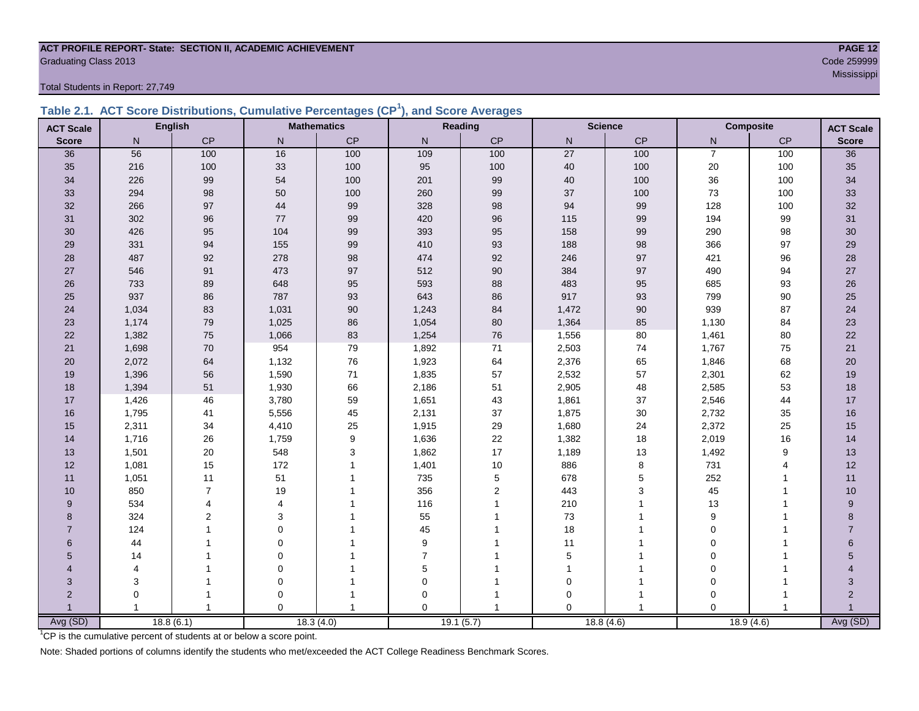**ACT PROFILE REPORT- State: SECTION II, ACADEMIC ACHIEVEMENT**
Graduating Class 2013

Code 259999
Mississippi

Total Students in Report: 27,749

## Table 2.1. ACT Score Distributions, Cumulative Percentages (CP[1]), and Score Averages

| ACT Scale | English | | Mathematics | | Reading | | Science | | Composite | | ACT Scale |
|---|---|---|---|---|---|---|---|---|---|---|---|
| Score | N | CP | N | CP | N | CP | N | CP | N | CP | Score |
| 36 | 56 | 100 | 16 | 100 | 109 | 100 | 27 | 100 | 7 | 100 | 36 |
| 35 | 216 | 100 | 33 | 100 | 95 | 100 | 40 | 100 | 20 | 100 | 35 |
| 34 | 226 | 99 | 54 | 100 | 201 | 99 | 40 | 100 | 36 | 100 | 34 |
| 33 | 294 | 98 | 50 | 100 | 260 | 99 | 37 | 100 | 73 | 100 | 33 |
| 32 | 266 | 97 | 44 | 99 | 328 | 98 | 94 | 99 | 128 | 100 | 32 |
| 31 | 302 | 96 | 77 | 99 | 420 | 96 | 115 | 99 | 194 | 99 | 31 |
| 30 | 426 | 95 | 104 | 99 | 393 | 95 | 158 | 99 | 290 | 98 | 30 |
| 29 | 331 | 94 | 155 | 99 | 410 | 93 | 188 | 98 | 366 | 97 | 29 |
| 28 | 487 | 92 | 278 | 98 | 474 | 92 | 246 | 97 | 421 | 96 | 28 |
| 27 | 546 | 91 | 473 | 97 | 512 | 90 | 384 | 97 | 490 | 94 | 27 |
| 26 | 733 | 89 | 648 | 95 | 593 | 88 | 483 | 95 | 685 | 93 | 26 |
| 25 | 937 | 86 | 787 | 93 | 643 | 86 | 917 | 93 | 799 | 90 | 25 |
| 24 | 1,034 | 83 | 1,031 | 90 | 1,243 | 84 | 1,472 | 90 | 939 | 87 | 24 |
| 23 | 1,174 | 79 | 1,025 | 86 | 1,054 | 80 | 1,364 | 85 | 1,130 | 84 | 23 |
| 22 | 1,382 | 75 | 1,066 | 83 | 1,254 | 76 | 1,556 | 80 | 1,461 | 80 | 22 |
| 21 | 1,698 | 70 | 954 | 79 | 1,892 | 71 | 2,503 | 74 | 1,767 | 75 | 21 |
| 20 | 2,072 | 64 | 1,132 | 76 | 1,923 | 64 | 2,376 | 65 | 1,846 | 68 | 20 |
| 19 | 1,396 | 56 | 1,590 | 71 | 1,835 | 57 | 2,532 | 57 | 2,301 | 62 | 19 |
| 18 | 1,394 | 51 | 1,930 | 66 | 2,186 | 51 | 2,905 | 48 | 2,585 | 53 | 18 |
| 17 | 1,426 | 46 | 3,780 | 59 | 1,651 | 43 | 1,861 | 37 | 2,546 | 44 | 17 |
| 16 | 1,795 | 41 | 5,556 | 45 | 2,131 | 37 | 1,875 | 30 | 2,732 | 35 | 16 |
| 15 | 2,311 | 34 | 4,410 | 25 | 1,915 | 29 | 1,680 | 24 | 2,372 | 25 | 15 |
| 14 | 1,716 | 26 | 1,759 | 9 | 1,636 | 22 | 1,382 | 18 | 2,019 | 16 | 14 |
| 13 | 1,501 | 20 | 548 | 3 | 1,862 | 17 | 1,189 | 13 | 1,492 | 9 | 13 |
| 12 | 1,081 | 15 | 172 | 1 | 1,401 | 10 | 886 | 8 | 731 | 4 | 12 |
| 11 | 1,051 | 11 | 51 | 1 | 735 | 5 | 678 | 5 | 252 | 1 | 11 |
| 10 | 850 | 7 | 19 | 1 | 356 | 2 | 443 | 3 | 45 | 1 | 10 |
| 9 | 534 | 4 | 4 | 1 | 116 | 1 | 210 | 1 | 13 | 1 | 9 |
| 8 | 324 | 2 | 3 | 1 | 55 | 1 | 73 | 1 | 9 | 1 | 8 |
| 7 | 124 | 1 | 0 | 1 | 45 | 1 | 18 | 1 | 0 | 1 | 7 |
| 6 | 44 | 1 | 0 | 1 | 9 | 1 | 11 | 1 | 0 | 1 | 6 |
| 5 | 14 | 1 | 0 | 1 | 7 | 1 | 5 | 1 | 0 | 1 | 5 |
| 4 | 4 | 1 | 0 | 1 | 5 | 1 | 1 | 1 | 0 | 1 | 4 |
| 3 | 3 | 1 | 0 | 1 | 0 | 1 | 0 | 1 | 0 | 1 | 3 |
| 2 | 0 | 1 | 0 | 1 | 0 | 1 | 0 | 1 | 0 | 1 | 2 |
| 1 | 1 | 1 | 0 | 1 | 0 | 1 | 0 | 1 | 0 | 1 | 1 |
| Avg (SD) | 18.8 (6.1) | | 18.3 (4.0) | | 19.1 (5.7) | | 18.8 (4.6) | | 18.9 (4.6) | | Avg (SD) |

[1]CP is the cumulative percent of students at or below a score point.

Note: Shaded portions of columns identify the students who met/exceeded the ACT College Readiness Benchmark Scores.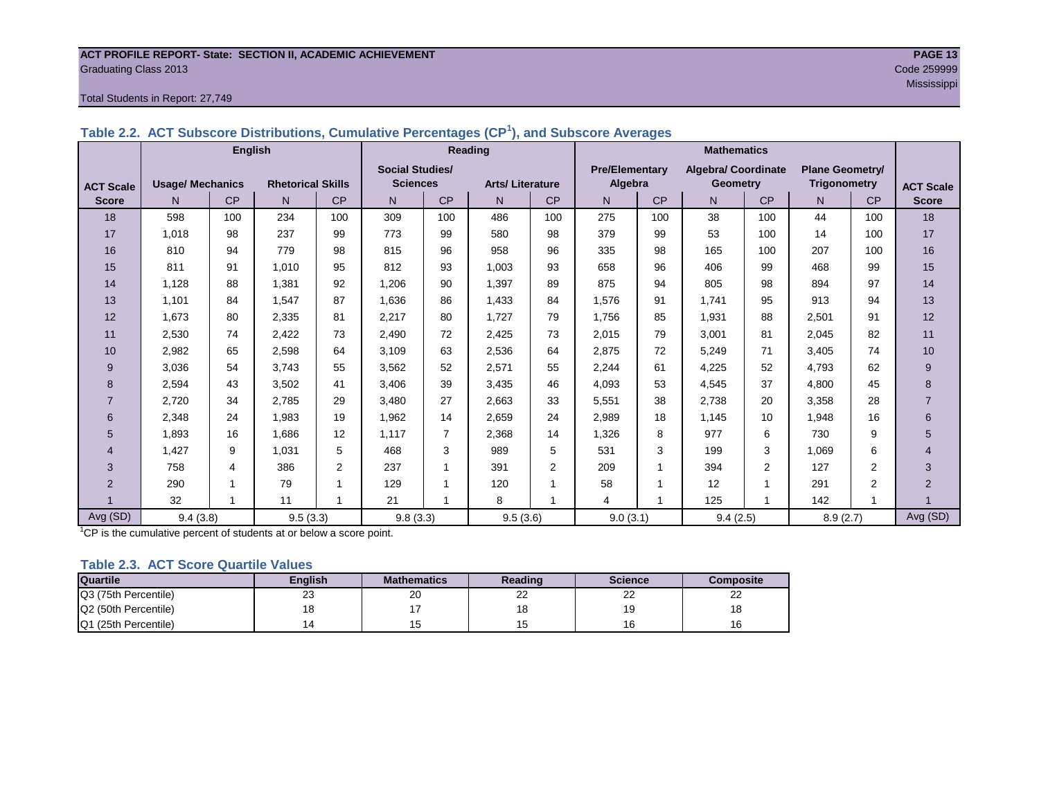ACT PROFILE REPORT- State: SECTION II, ACADEMIC ACHIEVEMENT
Graduating Class 2013
Code 259999
Mississippi

Total Students in Report: 27,749

### Table 2.2. ACT Subscore Distributions, Cumulative Percentages (CP[1]), and Subscore Averages

| ACT Scale Score | English | | | | Reading | | | | Mathematics | | | | | | ACT Scale Score |
|---|---|---|---|---|---|---|---|---|---|---|---|---|---|---|---|
| | Usage/ Mechanics | | Rhetorical Skills | | Social Studies/ Sciences | | Arts/ Literature | | Pre/Elementary Algebra | | Algebra/ Coordinate Geometry | | Plane Geometry/ Trigonometry | | |
| | N | CP | N | CP | N | CP | N | CP | N | CP | N | CP | N | CP | |
| 18 | 598 | 100 | 234 | 100 | 309 | 100 | 486 | 100 | 275 | 100 | 38 | 100 | 44 | 100 | 18 |
| 17 | 1,018 | 98 | 237 | 99 | 773 | 99 | 580 | 98 | 379 | 99 | 53 | 100 | 14 | 100 | 17 |
| 16 | 810 | 94 | 779 | 98 | 815 | 96 | 958 | 96 | 335 | 98 | 165 | 100 | 207 | 100 | 16 |
| 15 | 811 | 91 | 1,010 | 95 | 812 | 93 | 1,003 | 93 | 658 | 96 | 406 | 99 | 468 | 99 | 15 |
| 14 | 1,128 | 88 | 1,381 | 92 | 1,206 | 90 | 1,397 | 89 | 875 | 94 | 805 | 98 | 894 | 97 | 14 |
| 13 | 1,101 | 84 | 1,547 | 87 | 1,636 | 86 | 1,433 | 84 | 1,576 | 91 | 1,741 | 95 | 913 | 94 | 13 |
| 12 | 1,673 | 80 | 2,335 | 81 | 2,217 | 80 | 1,727 | 79 | 1,756 | 85 | 1,931 | 88 | 2,501 | 91 | 12 |
| 11 | 2,530 | 74 | 2,422 | 73 | 2,490 | 72 | 2,425 | 73 | 2,015 | 79 | 3,001 | 81 | 2,045 | 82 | 11 |
| 10 | 2,982 | 65 | 2,598 | 64 | 3,109 | 63 | 2,536 | 64 | 2,875 | 72 | 5,249 | 71 | 3,405 | 74 | 10 |
| 9 | 3,036 | 54 | 3,743 | 55 | 3,562 | 52 | 2,571 | 55 | 2,244 | 61 | 4,225 | 52 | 4,793 | 62 | 9 |
| 8 | 2,594 | 43 | 3,502 | 41 | 3,406 | 39 | 3,435 | 46 | 4,093 | 53 | 4,545 | 37 | 4,800 | 45 | 8 |
| 7 | 2,720 | 34 | 2,785 | 29 | 3,480 | 27 | 2,663 | 33 | 5,551 | 38 | 2,738 | 20 | 3,358 | 28 | 7 |
| 6 | 2,348 | 24 | 1,983 | 19 | 1,962 | 14 | 2,659 | 24 | 2,989 | 18 | 1,145 | 10 | 1,948 | 16 | 6 |
| 5 | 1,893 | 16 | 1,686 | 12 | 1,117 | 7 | 2,368 | 14 | 1,326 | 8 | 977 | 6 | 730 | 9 | 5 |
| 4 | 1,427 | 9 | 1,031 | 5 | 468 | 3 | 989 | 5 | 531 | 3 | 199 | 3 | 1,069 | 6 | 4 |
| 3 | 758 | 4 | 386 | 2 | 237 | 1 | 391 | 2 | 209 | 1 | 394 | 2 | 127 | 2 | 3 |
| 2 | 290 | 1 | 79 | 1 | 129 | 1 | 120 | 1 | 58 | 1 | 12 | 1 | 291 | 2 | 2 |
| 1 | 32 | 1 | 11 | 1 | 21 | 1 | 8 | 1 | 4 | 1 | 125 | 1 | 142 | 1 | 1 |
| Avg (SD) | 9.4 (3.8) | | 9.5 (3.3) | | 9.8 (3.3) | | 9.5 (3.6) | | 9.0 (3.1) | | 9.4 (2.5) | | 8.9 (2.7) | | Avg (SD) |

[1]CP is the cumulative percent of students at or below a score point.

### Table 2.3. ACT Score Quartile Values

| Quartile | English | Mathematics | Reading | Science | Composite |
|---|---|---|---|---|---|
| Q3 (75th Percentile) | 23 | 20 | 22 | 22 | 22 |
| Q2 (50th Percentile) | 18 | 17 | 18 | 19 | 18 |
| Q1 (25th Percentile) | 14 | 15 | 15 | 16 | 16 |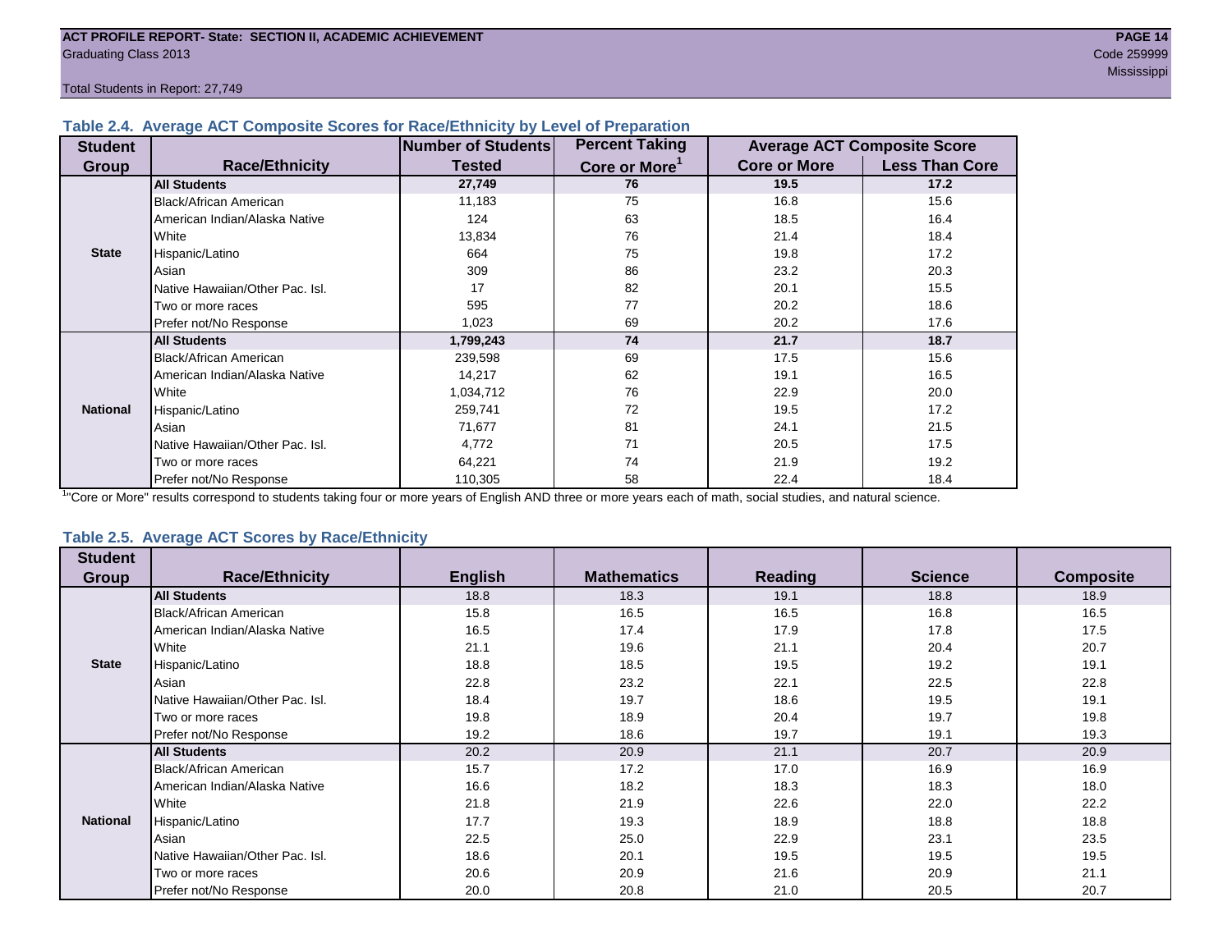ACT PROFILE REPORT- State: SECTION II, ACADEMIC ACHIEVEMENT
Graduating Class 2013

Code 259999
Mississippi

Total Students in Report: 27,749

### Table 2.4. Average ACT Composite Scores for Race/Ethnicity by Level of Preparation

| Student Group | Race/Ethnicity | Number of Students Tested | Percent Taking Core or More[1] | Average ACT Composite Score | |
|---|---|---|---|---|---|
| | | | | Core or More | Less Than Core |
| State | **All Students** | **27,749** | **76** | **19.5** | **17.2** |
| | Black/African American | 11,183 | 75 | 16.8 | 15.6 |
| | American Indian/Alaska Native | 124 | 63 | 18.5 | 16.4 |
| | White | 13,834 | 76 | 21.4 | 18.4 |
| | Hispanic/Latino | 664 | 75 | 19.8 | 17.2 |
| | Asian | 309 | 86 | 23.2 | 20.3 |
| | Native Hawaiian/Other Pac. Isl. | 17 | 82 | 20.1 | 15.5 |
| | Two or more races | 595 | 77 | 20.2 | 18.6 |
| | Prefer not/No Response | 1,023 | 69 | 20.2 | 17.6 |
| National | **All Students** | **1,799,243** | **74** | **21.7** | **18.7** |
| | Black/African American | 239,598 | 69 | 17.5 | 15.6 |
| | American Indian/Alaska Native | 14,217 | 62 | 19.1 | 16.5 |
| | White | 1,034,712 | 76 | 22.9 | 20.0 |
| | Hispanic/Latino | 259,741 | 72 | 19.5 | 17.2 |
| | Asian | 71,677 | 81 | 24.1 | 21.5 |
| | Native Hawaiian/Other Pac. Isl. | 4,772 | 71 | 20.5 | 17.5 |
| | Two or more races | 64,221 | 74 | 21.9 | 19.2 |
| | Prefer not/No Response | 110,305 | 58 | 22.4 | 18.4 |

[1]"Core or More" results correspond to students taking four or more years of English AND three or more years each of math, social studies, and natural science.

### Table 2.5. Average ACT Scores by Race/Ethnicity

| Student Group | Race/Ethnicity | English | Mathematics | Reading | Science | Composite |
|---|---|---|---|---|---|---|
| State | **All Students** | 18.8 | 18.3 | 19.1 | 18.8 | 18.9 |
| | Black/African American | 15.8 | 16.5 | 16.5 | 16.8 | 16.5 |
| | American Indian/Alaska Native | 16.5 | 17.4 | 17.9 | 17.8 | 17.5 |
| | White | 21.1 | 19.6 | 21.1 | 20.4 | 20.7 |
| | Hispanic/Latino | 18.8 | 18.5 | 19.5 | 19.2 | 19.1 |
| | Asian | 22.8 | 23.2 | 22.1 | 22.5 | 22.8 |
| | Native Hawaiian/Other Pac. Isl. | 18.4 | 19.7 | 18.6 | 19.5 | 19.1 |
| | Two or more races | 19.8 | 18.9 | 20.4 | 19.7 | 19.8 |
| | Prefer not/No Response | 19.2 | 18.6 | 19.7 | 19.1 | 19.3 |
| National | **All Students** | 20.2 | 20.9 | 21.1 | 20.7 | 20.9 |
| | Black/African American | 15.7 | 17.2 | 17.0 | 16.9 | 16.9 |
| | American Indian/Alaska Native | 16.6 | 18.2 | 18.3 | 18.3 | 18.0 |
| | White | 21.8 | 21.9 | 22.6 | 22.0 | 22.2 |
| | Hispanic/Latino | 17.7 | 19.3 | 18.9 | 18.8 | 18.8 |
| | Asian | 22.5 | 25.0 | 22.9 | 23.1 | 23.5 |
| | Native Hawaiian/Other Pac. Isl. | 18.6 | 20.1 | 19.5 | 19.5 | 19.5 |
| | Two or more races | 20.6 | 20.9 | 21.6 | 20.9 | 21.1 |
| | Prefer not/No Response | 20.0 | 20.8 | 21.0 | 20.5 | 20.7 |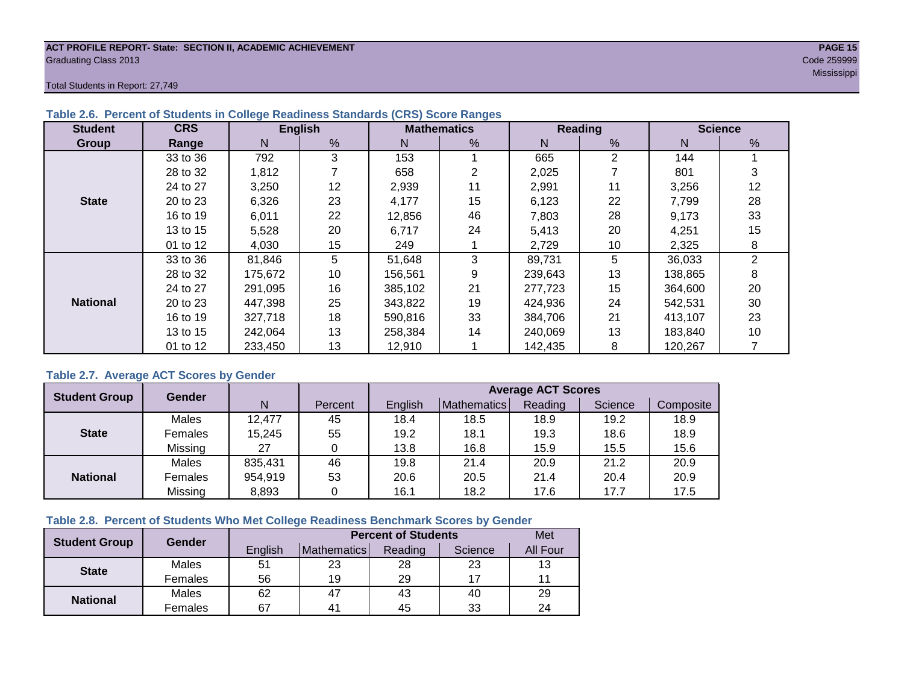**ACT PROFILE REPORT- State: SECTION II, ACADEMIC ACHIEVEMENT**
Graduating Class 2013
Code 259999
Mississippi

Total Students in Report: 27,749

### Table 2.6. Percent of Students in College Readiness Standards (CRS) Score Ranges

| Student Group | CRS Range | English | | Mathematics | | Reading | | Science | |
|---|---|---|---|---|---|---|---|---|---|
| | | N | % | N | % | N | % | N | % |
| State | 33 to 36 | 792 | 3 | 153 | 1 | 665 | 2 | 144 | 1 |
| | 28 to 32 | 1,812 | 7 | 658 | 2 | 2,025 | 7 | 801 | 3 |
| | 24 to 27 | 3,250 | 12 | 2,939 | 11 | 2,991 | 11 | 3,256 | 12 |
| | 20 to 23 | 6,326 | 23 | 4,177 | 15 | 6,123 | 22 | 7,799 | 28 |
| | 16 to 19 | 6,011 | 22 | 12,856 | 46 | 7,803 | 28 | 9,173 | 33 |
| | 13 to 15 | 5,528 | 20 | 6,717 | 24 | 5,413 | 20 | 4,251 | 15 |
| | 01 to 12 | 4,030 | 15 | 249 | 1 | 2,729 | 10 | 2,325 | 8 |
| National | 33 to 36 | 81,846 | 5 | 51,648 | 3 | 89,731 | 5 | 36,033 | 2 |
| | 28 to 32 | 175,672 | 10 | 156,561 | 9 | 239,643 | 13 | 138,865 | 8 |
| | 24 to 27 | 291,095 | 16 | 385,102 | 21 | 277,723 | 15 | 364,600 | 20 |
| | 20 to 23 | 447,398 | 25 | 343,822 | 19 | 424,936 | 24 | 542,531 | 30 |
| | 16 to 19 | 327,718 | 18 | 590,816 | 33 | 384,706 | 21 | 413,107 | 23 |
| | 13 to 15 | 242,064 | 13 | 258,384 | 14 | 240,069 | 13 | 183,840 | 10 |
| | 01 to 12 | 233,450 | 13 | 12,910 | 1 | 142,435 | 8 | 120,267 | 7 |

### Table 2.7. Average ACT Scores by Gender

| Student Group | Gender | N | Percent | Average ACT Scores | | | | |
|---|---|---|---|---|---|---|---|---|
| | | | | English | Mathematics | Reading | Science | Composite |
| State | Males | 12,477 | 45 | 18.4 | 18.5 | 18.9 | 19.2 | 18.9 |
| | Females | 15,245 | 55 | 19.2 | 18.1 | 19.3 | 18.6 | 18.9 |
| | Missing | 27 | 0 | 13.8 | 16.8 | 15.9 | 15.5 | 15.6 |
| National | Males | 835,431 | 46 | 19.8 | 21.4 | 20.9 | 21.2 | 20.9 |
| | Females | 954,919 | 53 | 20.6 | 20.5 | 21.4 | 20.4 | 20.9 |
| | Missing | 8,893 | 0 | 16.1 | 18.2 | 17.6 | 17.7 | 17.5 |

### Table 2.8. Percent of Students Who Met College Readiness Benchmark Scores by Gender

| Student Group | Gender | Percent of Students | | | | Met |
|---|---|---|---|---|---|---|
| | | English | Mathematics | Reading | Science | All Four |
| State | Males | 51 | 23 | 28 | 23 | 13 |
| | Females | 56 | 19 | 29 | 17 | 11 |
| National | Males | 62 | 47 | 43 | 40 | 29 |
| | Females | 67 | 41 | 45 | 33 | 24 |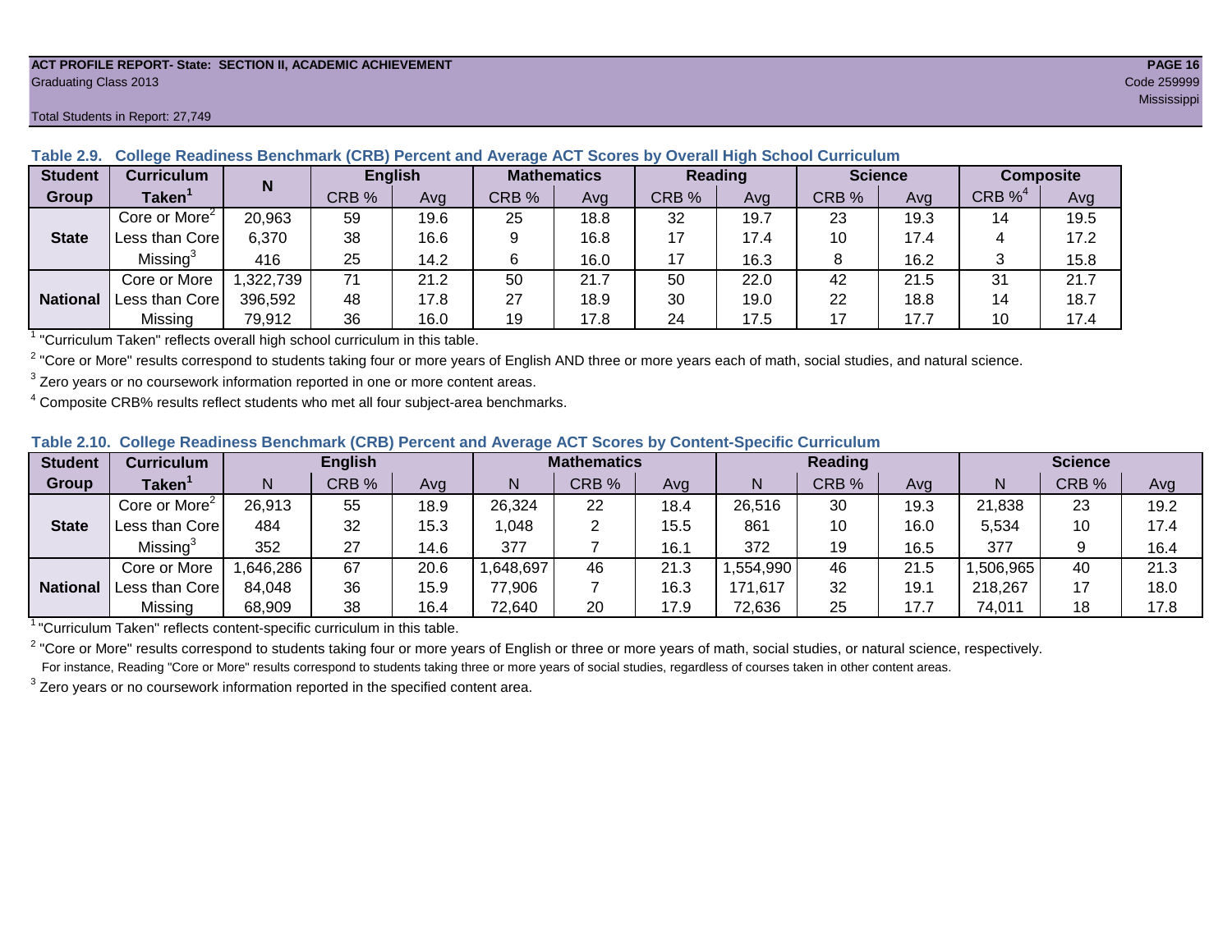ACT PROFILE REPORT- State: SECTION II, ACADEMIC ACHIEVEMENT
Graduating Class 2013
Code 259999
Mississippi

Total Students in Report: 27,749

**Table 2.9. College Readiness Benchmark (CRB) Percent and Average ACT Scores by Overall High School Curriculum**

| Student Group | Curriculum Taken[1] | N | English | | Mathematics | | Reading | | Science | | Composite | |
|---|---|---|---|---|---|---|---|---|---|---|---|---|
| | | | CRB % | Avg | CRB % | Avg | CRB % | Avg | CRB % | Avg | CRB %[4] | Avg |
| State | Core or More[2] | 20,963 | 59 | 19.6 | 25 | 18.8 | 32 | 19.7 | 23 | 19.3 | 14 | 19.5 |
| | Less than Core | 6,370 | 38 | 16.6 | 9 | 16.8 | 17 | 17.4 | 10 | 17.4 | 4 | 17.2 |
| | Missing[3] | 416 | 25 | 14.2 | 6 | 16.0 | 17 | 16.3 | 8 | 16.2 | 3 | 15.8 |
| National | Core or More | 1,322,739 | 71 | 21.2 | 50 | 21.7 | 50 | 22.0 | 42 | 21.5 | 31 | 21.7 |
| | Less than Core | 396,592 | 48 | 17.8 | 27 | 18.9 | 30 | 19.0 | 22 | 18.8 | 14 | 18.7 |
| | Missing | 79,912 | 36 | 16.0 | 19 | 17.8 | 24 | 17.5 | 17 | 17.7 | 10 | 17.4 |

[1] "Curriculum Taken" reflects overall high school curriculum in this table.

[2] "Core or More" results correspond to students taking four or more years of English AND three or more years each of math, social studies, and natural science.

[3] Zero years or no coursework information reported in one or more content areas.

[4] Composite CRB% results reflect students who met all four subject-area benchmarks.

**Table 2.10. College Readiness Benchmark (CRB) Percent and Average ACT Scores by Content-Specific Curriculum**

| Student Group | Curriculum Taken[1] | English | | | Mathematics | | | Reading | | | Science | | |
|---|---|---|---|---|---|---|---|---|---|---|---|---|---|
| | | N | CRB % | Avg | N | CRB % | Avg | N | CRB % | Avg | N | CRB % | Avg |
| State | Core or More[2] | 26,913 | 55 | 18.9 | 26,324 | 22 | 18.4 | 26,516 | 30 | 19.3 | 21,838 | 23 | 19.2 |
| | Less than Core | 484 | 32 | 15.3 | 1,048 | 2 | 15.5 | 861 | 10 | 16.0 | 5,534 | 10 | 17.4 |
| | Missing[3] | 352 | 27 | 14.6 | 377 | 7 | 16.1 | 372 | 19 | 16.5 | 377 | 9 | 16.4 |
| National | Core or More | 1,646,286 | 67 | 20.6 | 1,648,697 | 46 | 21.3 | 1,554,990 | 46 | 21.5 | 1,506,965 | 40 | 21.3 |
| | Less than Core | 84,048 | 36 | 15.9 | 77,906 | 7 | 16.3 | 171,617 | 32 | 19.1 | 218,267 | 17 | 18.0 |
| | Missing | 68,909 | 38 | 16.4 | 72,640 | 20 | 17.9 | 72,636 | 25 | 17.7 | 74,011 | 18 | 17.8 |

[1] "Curriculum Taken" reflects content-specific curriculum in this table.

[2] "Core or More" results correspond to students taking four or more years of English or three or more years of math, social studies, or natural science, respectively.
For instance, Reading "Core or More" results correspond to students taking three or more years of social studies, regardless of courses taken in other content areas.

[3] Zero years or no coursework information reported in the specified content area.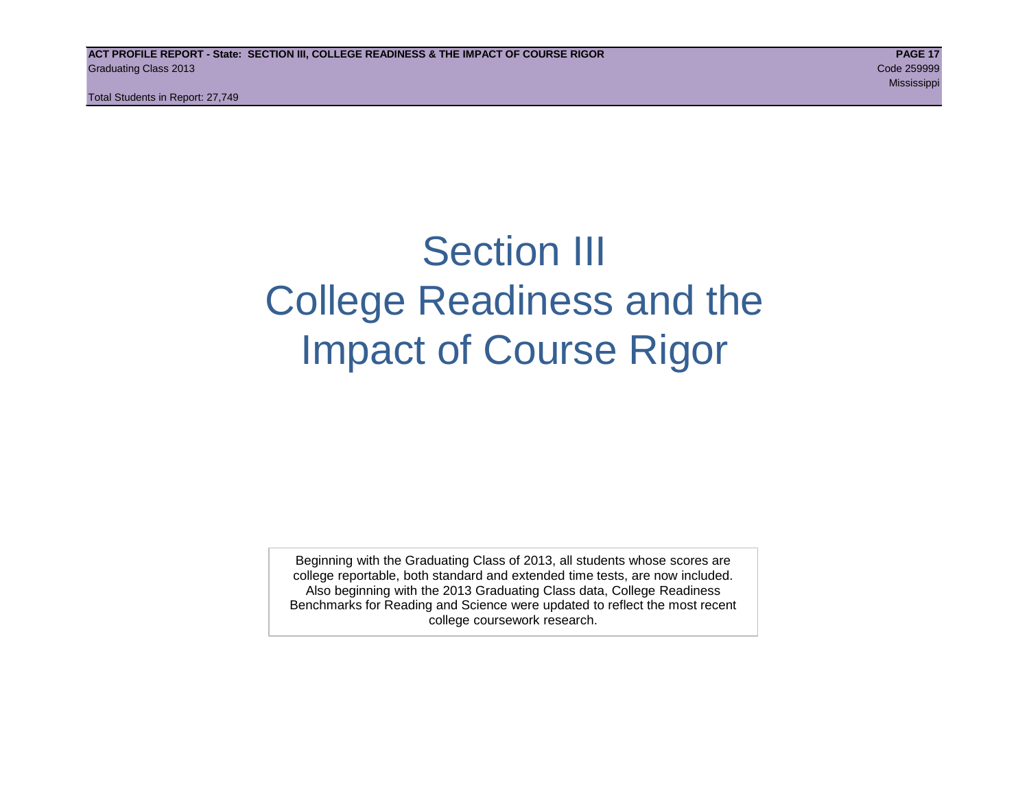# Section III
# College Readiness and the Impact of Course Rigor

Beginning with the Graduating Class of 2013, all students whose scores are college reportable, both standard and extended time tests, are now included. Also beginning with the 2013 Graduating Class data, College Readiness Benchmarks for Reading and Science were updated to reflect the most recent college coursework research.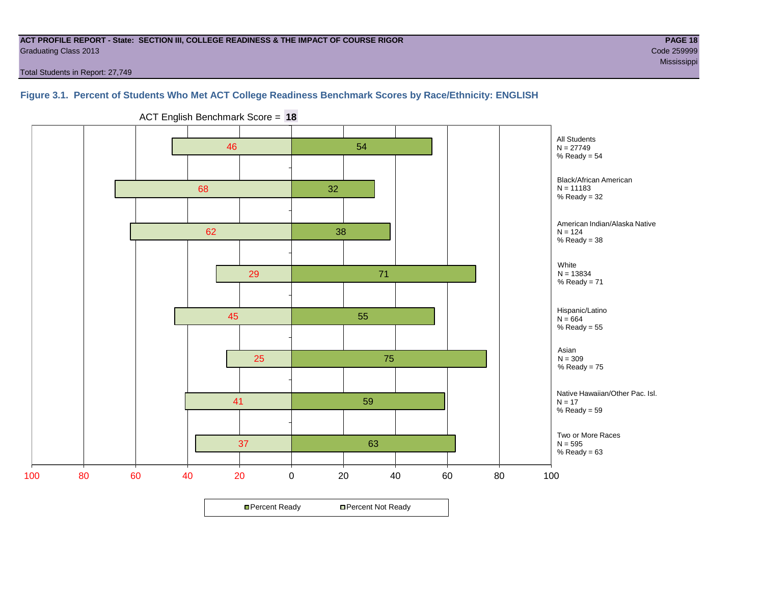ACT PROFILE REPORT - State: SECTION III, COLLEGE READINESS & THE IMPACT OF COURSE RIGOR
Graduating Class 2013
Code 259999
Mississippi

Total Students in Report: 27,749

**Figure 3.1. Percent of Students Who Met ACT College Readiness Benchmark Scores by Race/Ethnicity: ENGLISH**

ACT English Benchmark Score = **18**

| Group | N | Percent Not Ready | Percent Ready |
|---|---|---|---|
| All Students | 27749 | 46 | 54 |
| Black/African American | 11183 | 68 | 32 |
| American Indian/Alaska Native | 124 | 62 | 38 |
| White | 13834 | 29 | 71 |
| Hispanic/Latino | 664 | 45 | 55 |
| Asian | 309 | 25 | 75 |
| Native Hawaiian/Other Pac. Isl. | 17 | 41 | 59 |
| Two or More Races | 595 | 37 | 63 |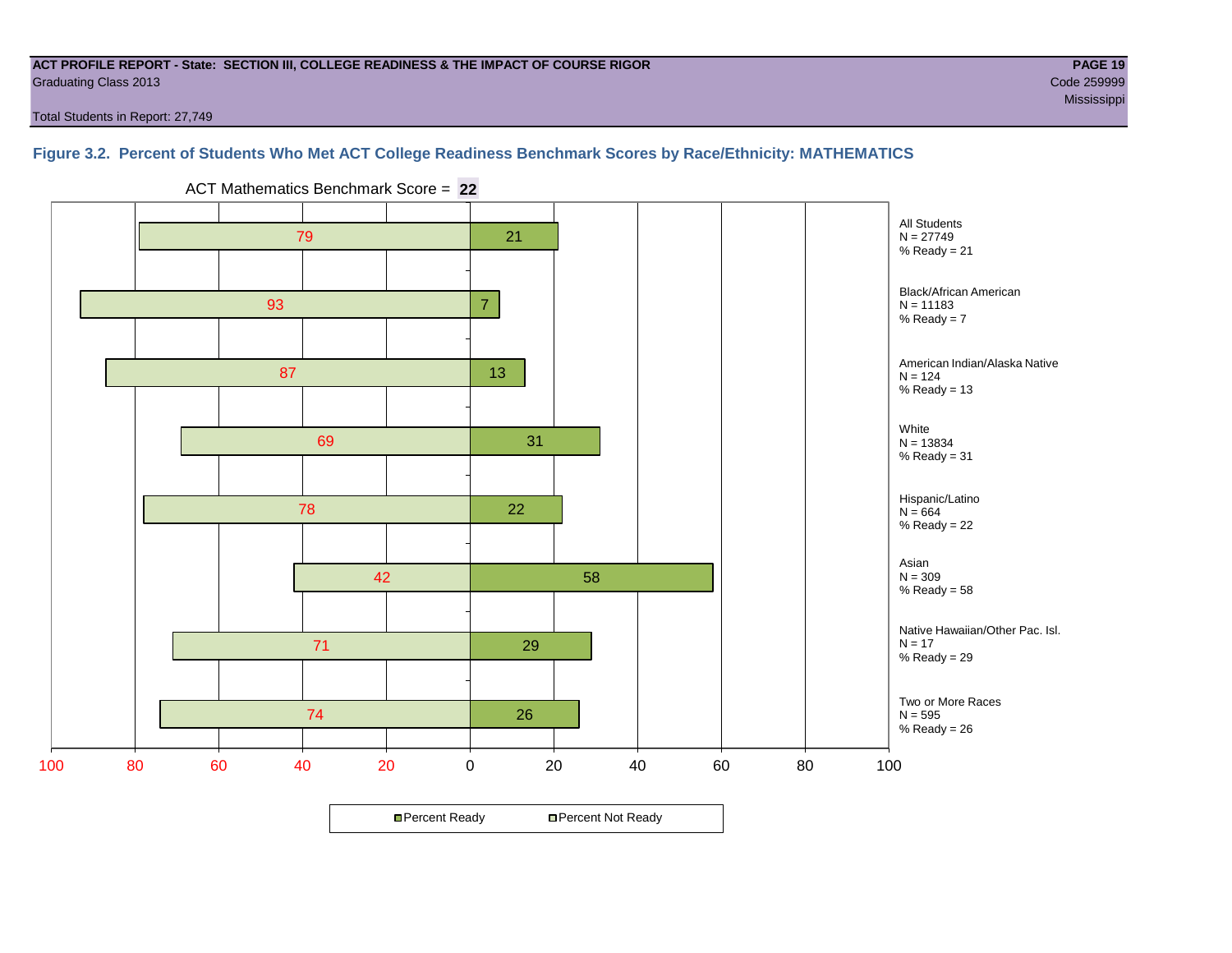**ACT PROFILE REPORT - State: SECTION III, COLLEGE READINESS & THE IMPACT OF COURSE RIGOR**
Graduating Class 2013
Code 259999
Mississippi

Total Students in Report: 27,749

### Figure 3.2. Percent of Students Who Met ACT College Readiness Benchmark Scores by Race/Ethnicity: MATHEMATICS

ACT Mathematics Benchmark Score = **22**

| Group | N | Percent Not Ready | Percent Ready | % Ready |
|---|---|---|---|---|
| All Students | 27749 | 79 | 21 | 21 |
| Black/African American | 11183 | 93 | 7 | 7 |
| American Indian/Alaska Native | 124 | 87 | 13 | 13 |
| White | 13834 | 69 | 31 | 31 |
| Hispanic/Latino | 664 | 78 | 22 | 22 |
| Asian | 309 | 42 | 58 | 58 |
| Native Hawaiian/Other Pac. Isl. | 17 | 71 | 29 | 29 |
| Two or More Races | 595 | 74 | 26 | 26 |

Percent Ready | Percent Not Ready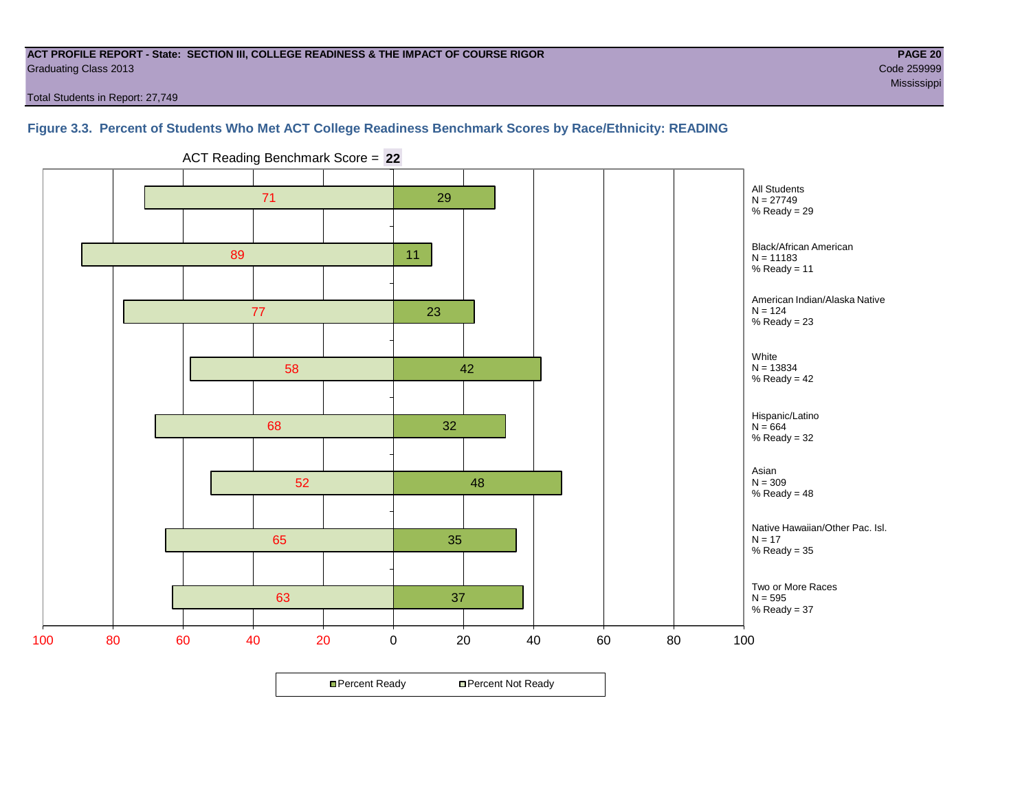**ACT PROFILE REPORT - State: SECTION III, COLLEGE READINESS & THE IMPACT OF COURSE RIGOR** | **PAGE 20**

Graduating Class 2013 | Code 259999

Mississippi

Total Students in Report: 27,749

### Figure 3.3. Percent of Students Who Met ACT College Readiness Benchmark Scores by Race/Ethnicity: READING

ACT Reading Benchmark Score = **22**

| Group | N | Percent Not Ready | Percent Ready |
|---|---|---|---|
| All Students | 27749 | 71 | 29 |
| Black/African American | 11183 | 89 | 11 |
| American Indian/Alaska Native | 124 | 77 | 23 |
| White | 13834 | 58 | 42 |
| Hispanic/Latino | 664 | 68 | 32 |
| Asian | 309 | 52 | 48 |
| Native Hawaiian/Other Pac. Isl. | 17 | 65 | 35 |
| Two or More Races | 595 | 63 | 37 |

Percent Ready | Percent Not Ready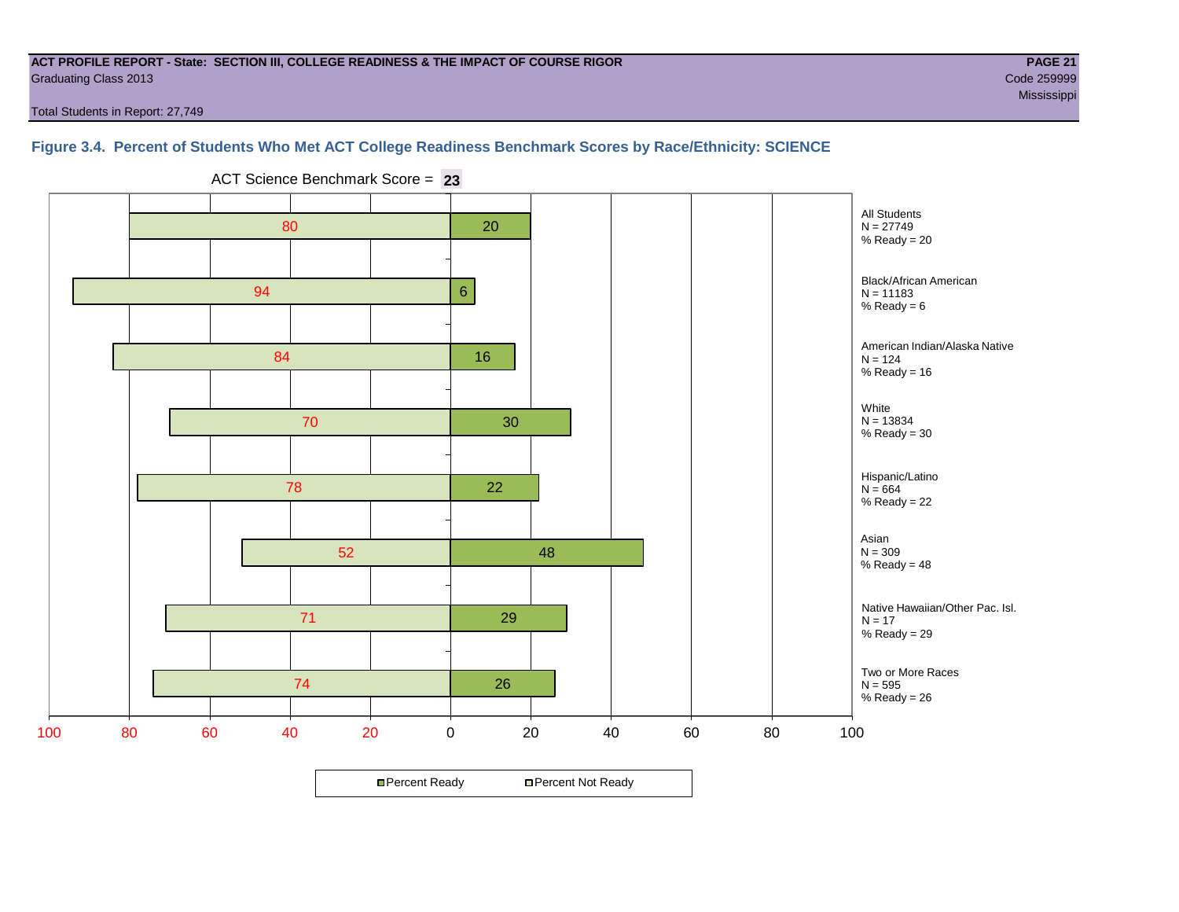ACT PROFILE REPORT - State: SECTION III, COLLEGE READINESS & THE IMPACT OF COURSE RIGOR

Graduating Class 2013

Code 259999

Mississippi

Total Students in Report: 27,749

## Figure 3.4. Percent of Students Who Met ACT College Readiness Benchmark Scores by Race/Ethnicity: SCIENCE

ACT Science Benchmark Score = **23**

| Group | N | Percent Not Ready | Percent Ready |
|---|---|---|---|
| All Students | 27749 | 80 | 20 |
| Black/African American | 11183 | 94 | 6 |
| American Indian/Alaska Native | 124 | 84 | 16 |
| White | 13834 | 70 | 30 |
| Hispanic/Latino | 664 | 78 | 22 |
| Asian | 309 | 52 | 48 |
| Native Hawaiian/Other Pac. Isl. | 17 | 71 | 29 |
| Two or More Races | 595 | 74 | 26 |

Percent Ready / Percent Not Ready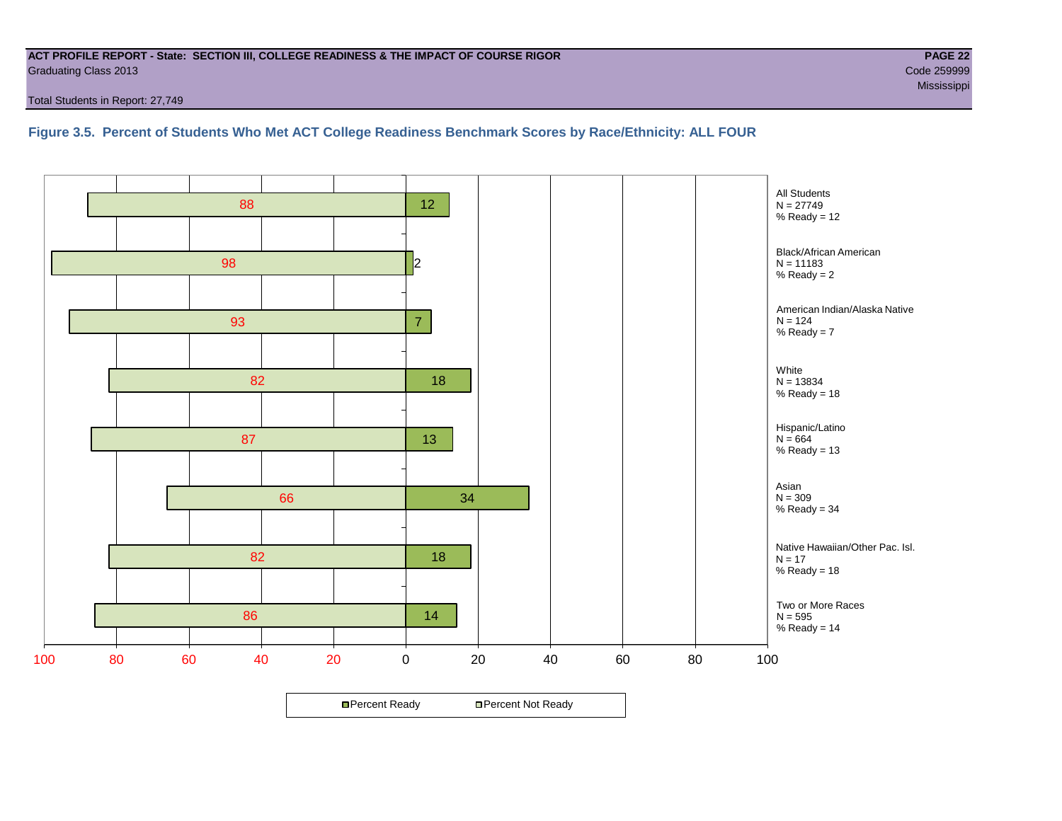**ACT PROFILE REPORT - State: SECTION III, COLLEGE READINESS & THE IMPACT OF COURSE RIGOR**
Graduating Class 2013
Code 259999
Mississippi

Total Students in Report: 27,749

### Figure 3.5. Percent of Students Who Met ACT College Readiness Benchmark Scores by Race/Ethnicity: ALL FOUR

| Group | N | Percent Not Ready | Percent Ready |
|---|---|---|---|
| All Students | 27749 | 88 | 12 |
| Black/African American | 11183 | 98 | 2 |
| American Indian/Alaska Native | 124 | 93 | 7 |
| White | 13834 | 82 | 18 |
| Hispanic/Latino | 664 | 87 | 13 |
| Asian | 309 | 66 | 34 |
| Native Hawaiian/Other Pac. Isl. | 17 | 82 | 18 |
| Two or More Races | 595 | 86 | 14 |

Percent Ready | Percent Not Ready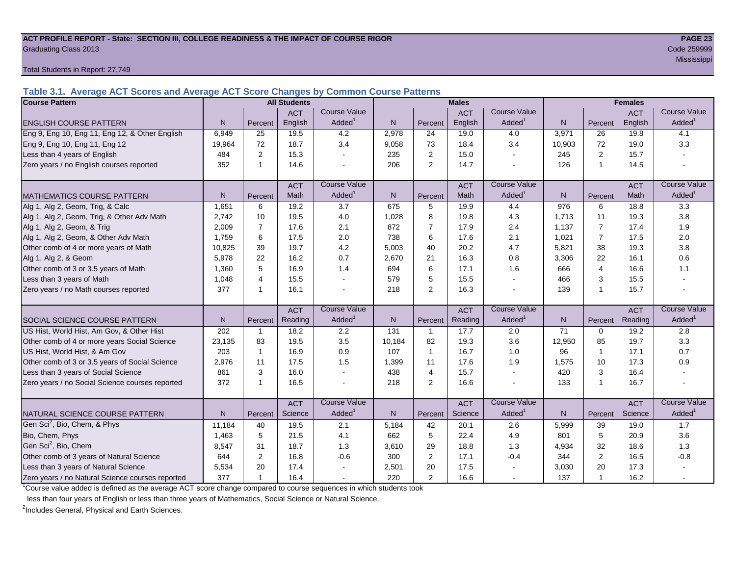**ACT PROFILE REPORT - State: SECTION III, COLLEGE READINESS & THE IMPACT OF COURSE RIGOR**
Graduating Class 2013

Code 259999
Mississippi

Total Students in Report: 27,749

## Table 3.1. Average ACT Scores and Average ACT Score Changes by Common Course Patterns

| Course Pattern | All Students | | | | Males | | | | Females | | | |
|---|---|---|---|---|---|---|---|---|---|---|---|---|
| ENGLISH COURSE PATTERN | N | Percent | ACT English | Course Value Added[1] | N | Percent | ACT English | Course Value Added[1] | N | Percent | ACT English | Course Value Added[1] |
| Eng 9, Eng 10, Eng 11, Eng 12, & Other English | 6,949 | 25 | 19.5 | 4.2 | 2,978 | 24 | 19.0 | 4.0 | 3,971 | 26 | 19.8 | 4.1 |
| Eng 9, Eng 10, Eng 11, Eng 12 | 19,964 | 72 | 18.7 | 3.4 | 9,058 | 73 | 18.4 | 3.4 | 10,903 | 72 | 19.0 | 3.3 |
| Less than 4 years of English | 484 | 2 | 15.3 | - | 235 | 2 | 15.0 | - | 245 | 2 | 15.7 | - |
| Zero years / no English courses reported | 352 | 1 | 14.6 | - | 206 | 2 | 14.7 | - | 126 | 1 | 14.5 | - |
| MATHEMATICS COURSE PATTERN | N | Percent | ACT Math | Course Value Added[1] | N | Percent | ACT Math | Course Value Added[1] | N | Percent | ACT Math | Course Value Added[1] |
| Alg 1, Alg 2, Geom, Trig, & Calc | 1,651 | 6 | 19.2 | 3.7 | 675 | 5 | 19.9 | 4.4 | 976 | 6 | 18.8 | 3.3 |
| Alg 1, Alg 2, Geom, Trig, & Other Adv Math | 2,742 | 10 | 19.5 | 4.0 | 1,028 | 8 | 19.8 | 4.3 | 1,713 | 11 | 19.3 | 3.8 |
| Alg 1, Alg 2, Geom, & Trig | 2,009 | 7 | 17.6 | 2.1 | 872 | 7 | 17.9 | 2.4 | 1,137 | 7 | 17.4 | 1.9 |
| Alg 1, Alg 2, Geom, & Other Adv Math | 1,759 | 6 | 17.5 | 2.0 | 738 | 6 | 17.6 | 2.1 | 1,021 | 7 | 17.5 | 2.0 |
| Other comb of 4 or more years of Math | 10,825 | 39 | 19.7 | 4.2 | 5,003 | 40 | 20.2 | 4.7 | 5,821 | 38 | 19.3 | 3.8 |
| Alg 1, Alg 2, & Geom | 5,978 | 22 | 16.2 | 0.7 | 2,670 | 21 | 16.3 | 0.8 | 3,306 | 22 | 16.1 | 0.6 |
| Other comb of 3 or 3.5 years of Math | 1,360 | 5 | 16.9 | 1.4 | 694 | 6 | 17.1 | 1.6 | 666 | 4 | 16.6 | 1.1 |
| Less than 3 years of Math | 1,048 | 4 | 15.5 | - | 579 | 5 | 15.5 | - | 466 | 3 | 15.5 | - |
| Zero years / no Math courses reported | 377 | 1 | 16.1 | - | 218 | 2 | 16.3 | - | 139 | 1 | 15.7 | - |
| SOCIAL SCIENCE COURSE PATTERN | N | Percent | ACT Reading | Course Value Added[1] | N | Percent | ACT Reading | Course Value Added[1] | N | Percent | ACT Reading | Course Value Added[1] |
| US Hist, World Hist, Am Gov, & Other Hist | 202 | 1 | 18.2 | 2.2 | 131 | 1 | 17.7 | 2.0 | 71 | 0 | 19.2 | 2.8 |
| Other comb of 4 or more years Social Science | 23,135 | 83 | 19.5 | 3.5 | 10,184 | 82 | 19.3 | 3.6 | 12,950 | 85 | 19.7 | 3.3 |
| US Hist, World Hist, & Am Gov | 203 | 1 | 16.9 | 0.9 | 107 | 1 | 16.7 | 1.0 | 96 | 1 | 17.1 | 0.7 |
| Other comb of 3 or 3.5 years of Social Science | 2,976 | 11 | 17.5 | 1.5 | 1,399 | 11 | 17.6 | 1.9 | 1,575 | 10 | 17.3 | 0.9 |
| Less than 3 years of Social Science | 861 | 3 | 16.0 | - | 438 | 4 | 15.7 | - | 420 | 3 | 16.4 | - |
| Zero years / no Social Science courses reported | 372 | 1 | 16.5 | - | 218 | 2 | 16.6 | - | 133 | 1 | 16.7 | - |
| NATURAL SCIENCE COURSE PATTERN | N | Percent | ACT Science | Course Value Added[1] | N | Percent | ACT Science | Course Value Added[1] | N | Percent | ACT Science | Course Value Added[1] |
| Gen Sci[2], Bio, Chem, & Phys | 11,184 | 40 | 19.5 | 2.1 | 5,184 | 42 | 20.1 | 2.6 | 5,999 | 39 | 19.0 | 1.7 |
| Bio, Chem, Phys | 1,463 | 5 | 21.5 | 4.1 | 662 | 5 | 22.4 | 4.9 | 801 | 5 | 20.9 | 3.6 |
| Gen Sci[2], Bio, Chem | 8,547 | 31 | 18.7 | 1.3 | 3,610 | 29 | 18.8 | 1.3 | 4,934 | 32 | 18.6 | 1.3 |
| Other comb of 3 years of Natural Science | 644 | 2 | 16.8 | -0.6 | 300 | 2 | 17.1 | -0.4 | 344 | 2 | 16.5 | -0.8 |
| Less than 3 years of Natural Science | 5,534 | 20 | 17.4 | - | 2,501 | 20 | 17.5 | - | 3,030 | 20 | 17.3 | - |
| Zero years / no Natural Science courses reported | 377 | 1 | 16.4 | - | 220 | 2 | 16.6 | - | 137 | 1 | 16.2 | - |

[1]Course value added is defined as the average ACT score change compared to course sequences in which students took less than four years of English or less than three years of Mathematics, Social Science or Natural Science.

[2]Includes General, Physical and Earth Sciences.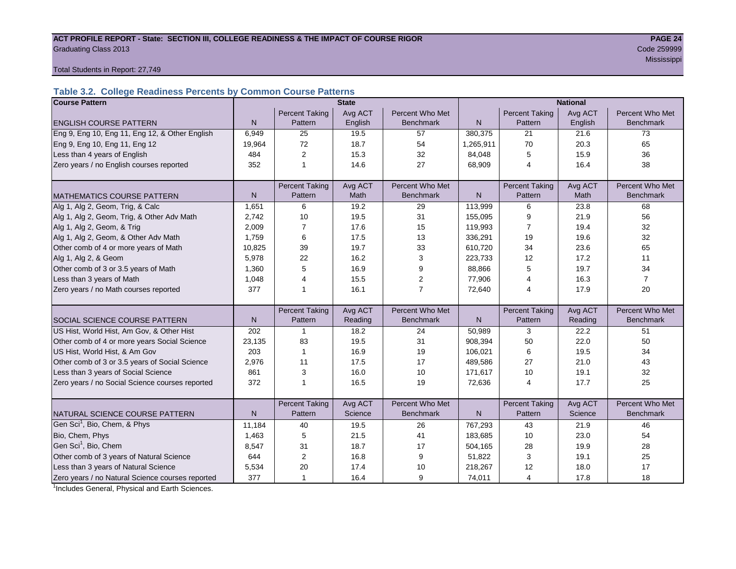**ACT PROFILE REPORT - State: SECTION III, COLLEGE READINESS & THE IMPACT OF COURSE RIGOR**
Graduating Class 2013

Code 259999
Mississippi

Total Students in Report: 27,749

### Table 3.2. College Readiness Percents by Common Course Patterns

| Course Pattern | State | | | | National | | | |
|---|---|---|---|---|---|---|---|---|
| ENGLISH COURSE PATTERN | N | Percent Taking Pattern | Avg ACT English | Percent Who Met Benchmark | N | Percent Taking Pattern | Avg ACT English | Percent Who Met Benchmark |
| Eng 9, Eng 10, Eng 11, Eng 12, & Other English | 6,949 | 25 | 19.5 | 57 | 380,375 | 21 | 21.6 | 73 |
| Eng 9, Eng 10, Eng 11, Eng 12 | 19,964 | 72 | 18.7 | 54 | 1,265,911 | 70 | 20.3 | 65 |
| Less than 4 years of English | 484 | 2 | 15.3 | 32 | 84,048 | 5 | 15.9 | 36 |
| Zero years / no English courses reported | 352 | 1 | 14.6 | 27 | 68,909 | 4 | 16.4 | 38 |
| MATHEMATICS COURSE PATTERN | N | Percent Taking Pattern | Avg ACT Math | Percent Who Met Benchmark | N | Percent Taking Pattern | Avg ACT Math | Percent Who Met Benchmark |
| Alg 1, Alg 2, Geom, Trig, & Calc | 1,651 | 6 | 19.2 | 29 | 113,999 | 6 | 23.8 | 68 |
| Alg 1, Alg 2, Geom, Trig, & Other Adv Math | 2,742 | 10 | 19.5 | 31 | 155,095 | 9 | 21.9 | 56 |
| Alg 1, Alg 2, Geom, & Trig | 2,009 | 7 | 17.6 | 15 | 119,993 | 7 | 19.4 | 32 |
| Alg 1, Alg 2, Geom, & Other Adv Math | 1,759 | 6 | 17.5 | 13 | 336,291 | 19 | 19.6 | 32 |
| Other comb of 4 or more years of Math | 10,825 | 39 | 19.7 | 33 | 610,720 | 34 | 23.6 | 65 |
| Alg 1, Alg 2, & Geom | 5,978 | 22 | 16.2 | 3 | 223,733 | 12 | 17.2 | 11 |
| Other comb of 3 or 3.5 years of Math | 1,360 | 5 | 16.9 | 9 | 88,866 | 5 | 19.7 | 34 |
| Less than 3 years of Math | 1,048 | 4 | 15.5 | 2 | 77,906 | 4 | 16.3 | 7 |
| Zero years / no Math courses reported | 377 | 1 | 16.1 | 7 | 72,640 | 4 | 17.9 | 20 |
| SOCIAL SCIENCE COURSE PATTERN | N | Percent Taking Pattern | Avg ACT Reading | Percent Who Met Benchmark | N | Percent Taking Pattern | Avg ACT Reading | Percent Who Met Benchmark |
| US Hist, World Hist, Am Gov, & Other Hist | 202 | 1 | 18.2 | 24 | 50,989 | 3 | 22.2 | 51 |
| Other comb of 4 or more years Social Science | 23,135 | 83 | 19.5 | 31 | 908,394 | 50 | 22.0 | 50 |
| US Hist, World Hist, & Am Gov | 203 | 1 | 16.9 | 19 | 106,021 | 6 | 19.5 | 34 |
| Other comb of 3 or 3.5 years of Social Science | 2,976 | 11 | 17.5 | 17 | 489,586 | 27 | 21.0 | 43 |
| Less than 3 years of Social Science | 861 | 3 | 16.0 | 10 | 171,617 | 10 | 19.1 | 32 |
| Zero years / no Social Science courses reported | 372 | 1 | 16.5 | 19 | 72,636 | 4 | 17.7 | 25 |
| NATURAL SCIENCE COURSE PATTERN | N | Percent Taking Pattern | Avg ACT Science | Percent Who Met Benchmark | N | Percent Taking Pattern | Avg ACT Science | Percent Who Met Benchmark |
| Gen Sci[1], Bio, Chem, & Phys | 11,184 | 40 | 19.5 | 26 | 767,293 | 43 | 21.9 | 46 |
| Bio, Chem, Phys | 1,463 | 5 | 21.5 | 41 | 183,685 | 10 | 23.0 | 54 |
| Gen Sci[1], Bio, Chem | 8,547 | 31 | 18.7 | 17 | 504,165 | 28 | 19.9 | 28 |
| Other comb of 3 years of Natural Science | 644 | 2 | 16.8 | 9 | 51,822 | 3 | 19.1 | 25 |
| Less than 3 years of Natural Science | 5,534 | 20 | 17.4 | 10 | 218,267 | 12 | 18.0 | 17 |
| Zero years / no Natural Science courses reported | 377 | 1 | 16.4 | 9 | 74,011 | 4 | 17.8 | 18 |

[1]Includes General, Physical and Earth Sciences.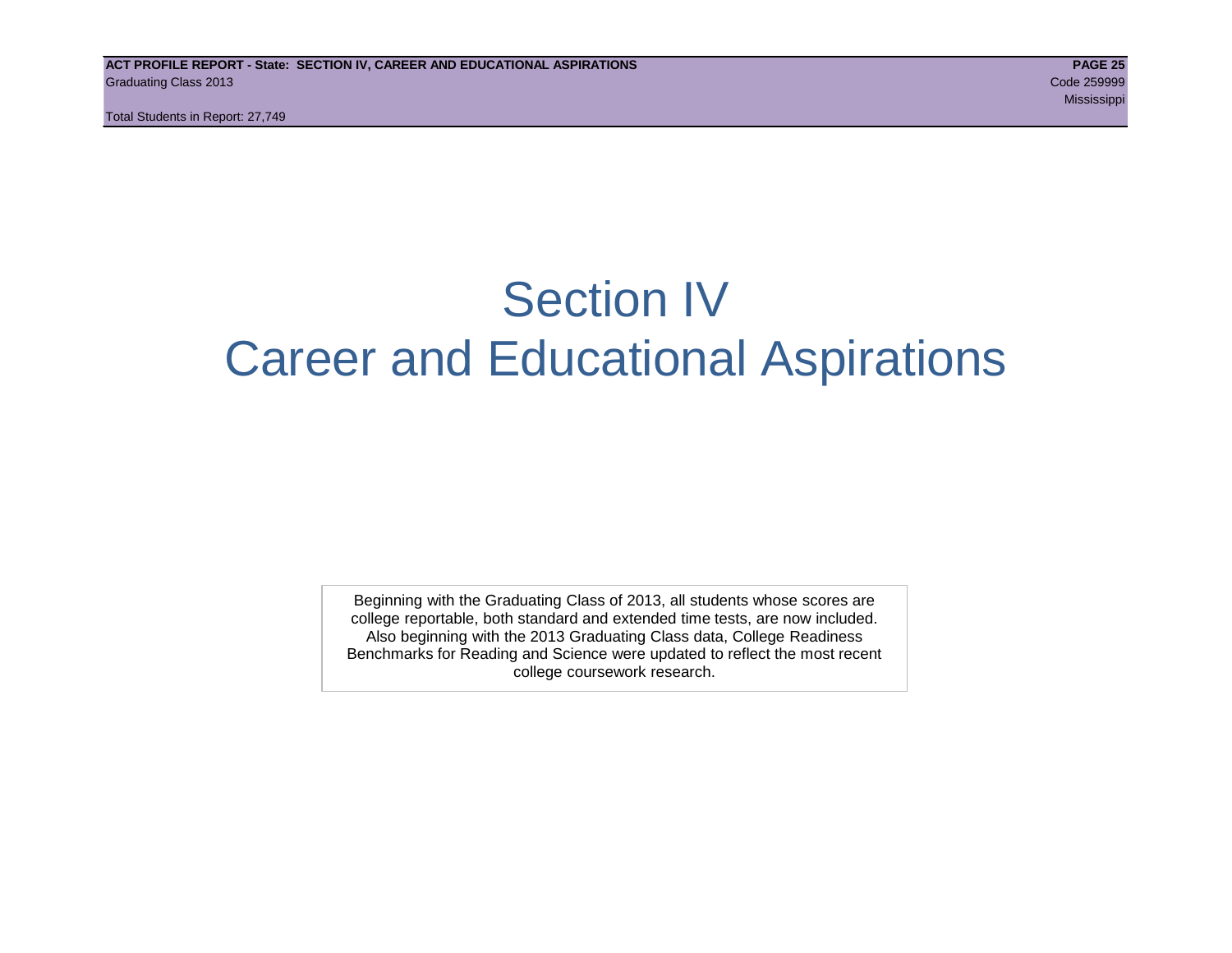# Section IV
# Career and Educational Aspirations

Beginning with the Graduating Class of 2013, all students whose scores are college reportable, both standard and extended time tests, are now included. Also beginning with the 2013 Graduating Class data, College Readiness Benchmarks for Reading and Science were updated to reflect the most recent college coursework research.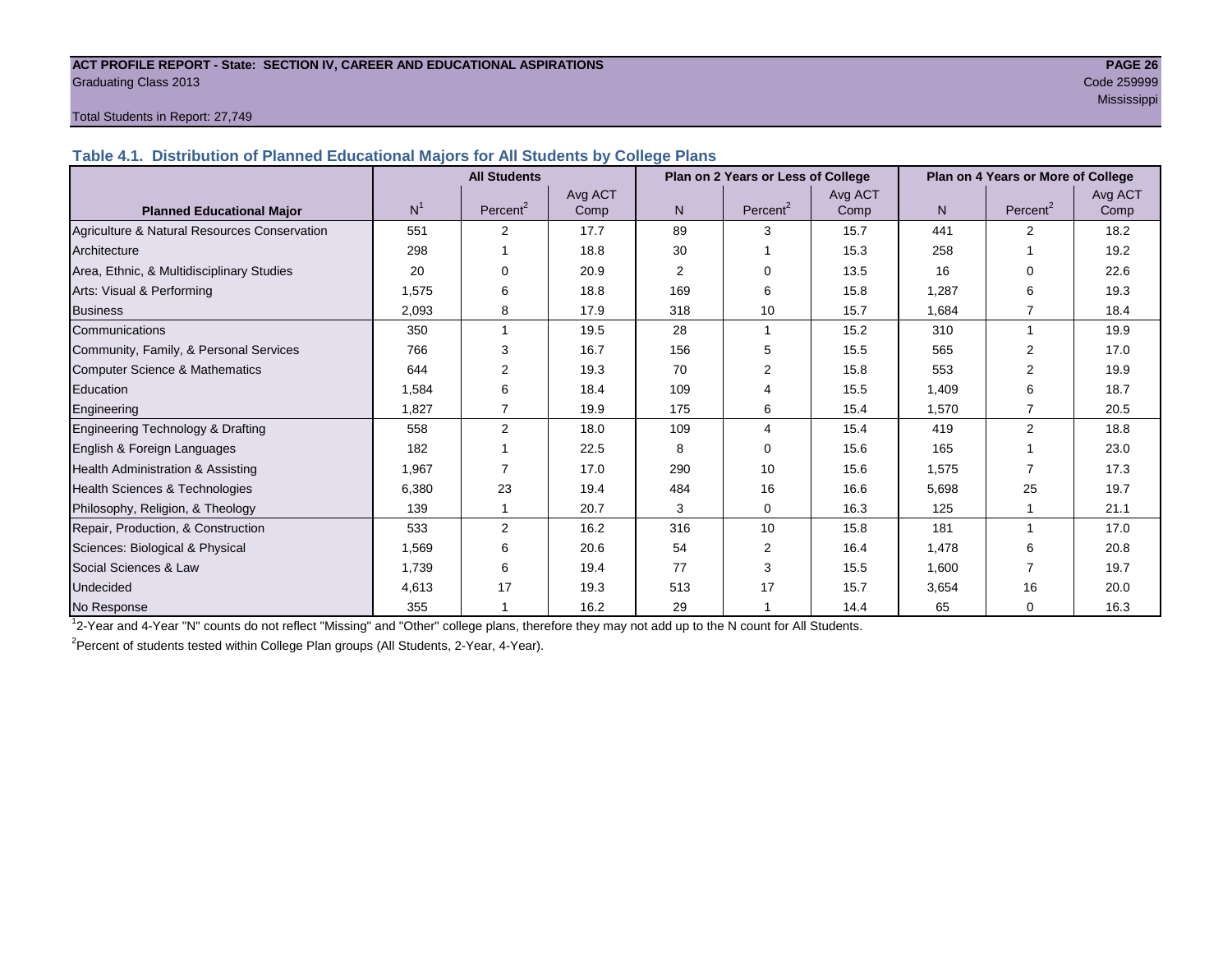ACT PROFILE REPORT - State: SECTION IV, CAREER AND EDUCATIONAL ASPIRATIONS

Graduating Class 2013

Code 259999

Mississippi

Total Students in Report: 27,749

## Table 4.1. Distribution of Planned Educational Majors for All Students by College Plans

| | All Students | | | Plan on 2 Years or Less of College | | | Plan on 4 Years or More of College | | |
|---|---|---|---|---|---|---|---|---|---|
| Planned Educational Major | N[1] | Percent[2] | Avg ACT Comp | N | Percent[2] | Avg ACT Comp | N | Percent[2] | Avg ACT Comp |
| Agriculture & Natural Resources Conservation | 551 | 2 | 17.7 | 89 | 3 | 15.7 | 441 | 2 | 18.2 |
| Architecture | 298 | 1 | 18.8 | 30 | 1 | 15.3 | 258 | 1 | 19.2 |
| Area, Ethnic, & Multidisciplinary Studies | 20 | 0 | 20.9 | 2 | 0 | 13.5 | 16 | 0 | 22.6 |
| Arts: Visual & Performing | 1,575 | 6 | 18.8 | 169 | 6 | 15.8 | 1,287 | 6 | 19.3 |
| Business | 2,093 | 8 | 17.9 | 318 | 10 | 15.7 | 1,684 | 7 | 18.4 |
| Communications | 350 | 1 | 19.5 | 28 | 1 | 15.2 | 310 | 1 | 19.9 |
| Community, Family, & Personal Services | 766 | 3 | 16.7 | 156 | 5 | 15.5 | 565 | 2 | 17.0 |
| Computer Science & Mathematics | 644 | 2 | 19.3 | 70 | 2 | 15.8 | 553 | 2 | 19.9 |
| Education | 1,584 | 6 | 18.4 | 109 | 4 | 15.5 | 1,409 | 6 | 18.7 |
| Engineering | 1,827 | 7 | 19.9 | 175 | 6 | 15.4 | 1,570 | 7 | 20.5 |
| Engineering Technology & Drafting | 558 | 2 | 18.0 | 109 | 4 | 15.4 | 419 | 2 | 18.8 |
| English & Foreign Languages | 182 | 1 | 22.5 | 8 | 0 | 15.6 | 165 | 1 | 23.0 |
| Health Administration & Assisting | 1,967 | 7 | 17.0 | 290 | 10 | 15.6 | 1,575 | 7 | 17.3 |
| Health Sciences & Technologies | 6,380 | 23 | 19.4 | 484 | 16 | 16.6 | 5,698 | 25 | 19.7 |
| Philosophy, Religion, & Theology | 139 | 1 | 20.7 | 3 | 0 | 16.3 | 125 | 1 | 21.1 |
| Repair, Production, & Construction | 533 | 2 | 16.2 | 316 | 10 | 15.8 | 181 | 1 | 17.0 |
| Sciences: Biological & Physical | 1,569 | 6 | 20.6 | 54 | 2 | 16.4 | 1,478 | 6 | 20.8 |
| Social Sciences & Law | 1,739 | 6 | 19.4 | 77 | 3 | 15.5 | 1,600 | 7 | 19.7 |
| Undecided | 4,613 | 17 | 19.3 | 513 | 17 | 15.7 | 3,654 | 16 | 20.0 |
| No Response | 355 | 1 | 16.2 | 29 | 1 | 14.4 | 65 | 0 | 16.3 |

[1] 2-Year and 4-Year "N" counts do not reflect "Missing" and "Other" college plans, therefore they may not add up to the N count for All Students.

[2] Percent of students tested within College Plan groups (All Students, 2-Year, 4-Year).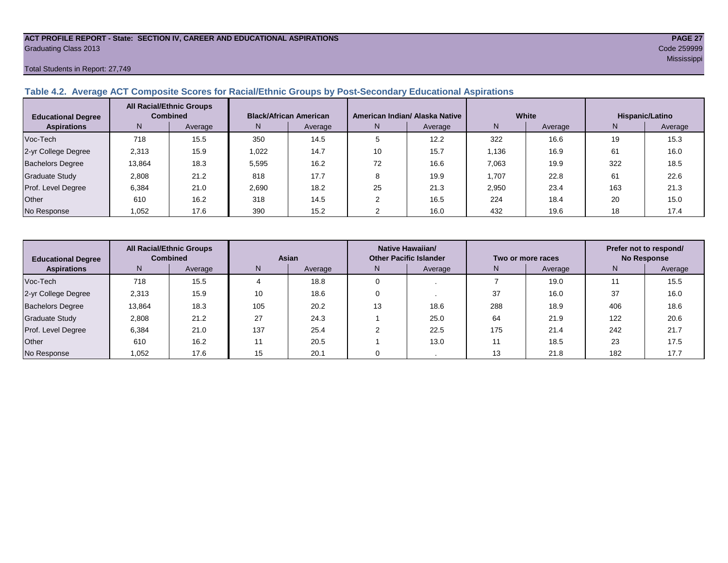ACT PROFILE REPORT - State: SECTION IV, CAREER AND EDUCATIONAL ASPIRATIONS
Graduating Class 2013

Code 259999
Mississippi

Total Students in Report: 27,749

## Table 4.2. Average ACT Composite Scores for Racial/Ethnic Groups by Post-Secondary Educational Aspirations

| Educational Degree Aspirations | All Racial/Ethnic Groups Combined | | Black/African American | | American Indian/ Alaska Native | | White | | Hispanic/Latino | |
|---|---|---|---|---|---|---|---|---|---|---|
| | N | Average | N | Average | N | Average | N | Average | N | Average |
| Voc-Tech | 718 | 15.5 | 350 | 14.5 | 5 | 12.2 | 322 | 16.6 | 19 | 15.3 |
| 2-yr College Degree | 2,313 | 15.9 | 1,022 | 14.7 | 10 | 15.7 | 1,136 | 16.9 | 61 | 16.0 |
| Bachelors Degree | 13,864 | 18.3 | 5,595 | 16.2 | 72 | 16.6 | 7,063 | 19.9 | 322 | 18.5 |
| Graduate Study | 2,808 | 21.2 | 818 | 17.7 | 8 | 19.9 | 1,707 | 22.8 | 61 | 22.6 |
| Prof. Level Degree | 6,384 | 21.0 | 2,690 | 18.2 | 25 | 21.3 | 2,950 | 23.4 | 163 | 21.3 |
| Other | 610 | 16.2 | 318 | 14.5 | 2 | 16.5 | 224 | 18.4 | 20 | 15.0 |
| No Response | 1,052 | 17.6 | 390 | 15.2 | 2 | 16.0 | 432 | 19.6 | 18 | 17.4 |

| Educational Degree Aspirations | All Racial/Ethnic Groups Combined | | Asian | | Native Hawaiian/ Other Pacific Islander | | Two or more races | | Prefer not to respond/ No Response | |
|---|---|---|---|---|---|---|---|---|---|---|
| | N | Average | N | Average | N | Average | N | Average | N | Average |
| Voc-Tech | 718 | 15.5 | 4 | 18.8 | 0 | . | 7 | 19.0 | 11 | 15.5 |
| 2-yr College Degree | 2,313 | 15.9 | 10 | 18.6 | 0 | . | 37 | 16.0 | 37 | 16.0 |
| Bachelors Degree | 13,864 | 18.3 | 105 | 20.2 | 13 | 18.6 | 288 | 18.9 | 406 | 18.6 |
| Graduate Study | 2,808 | 21.2 | 27 | 24.3 | 1 | 25.0 | 64 | 21.9 | 122 | 20.6 |
| Prof. Level Degree | 6,384 | 21.0 | 137 | 25.4 | 2 | 22.5 | 175 | 21.4 | 242 | 21.7 |
| Other | 610 | 16.2 | 11 | 20.5 | 1 | 13.0 | 11 | 18.5 | 23 | 17.5 |
| No Response | 1,052 | 17.6 | 15 | 20.1 | 0 | . | 13 | 21.8 | 182 | 17.7 |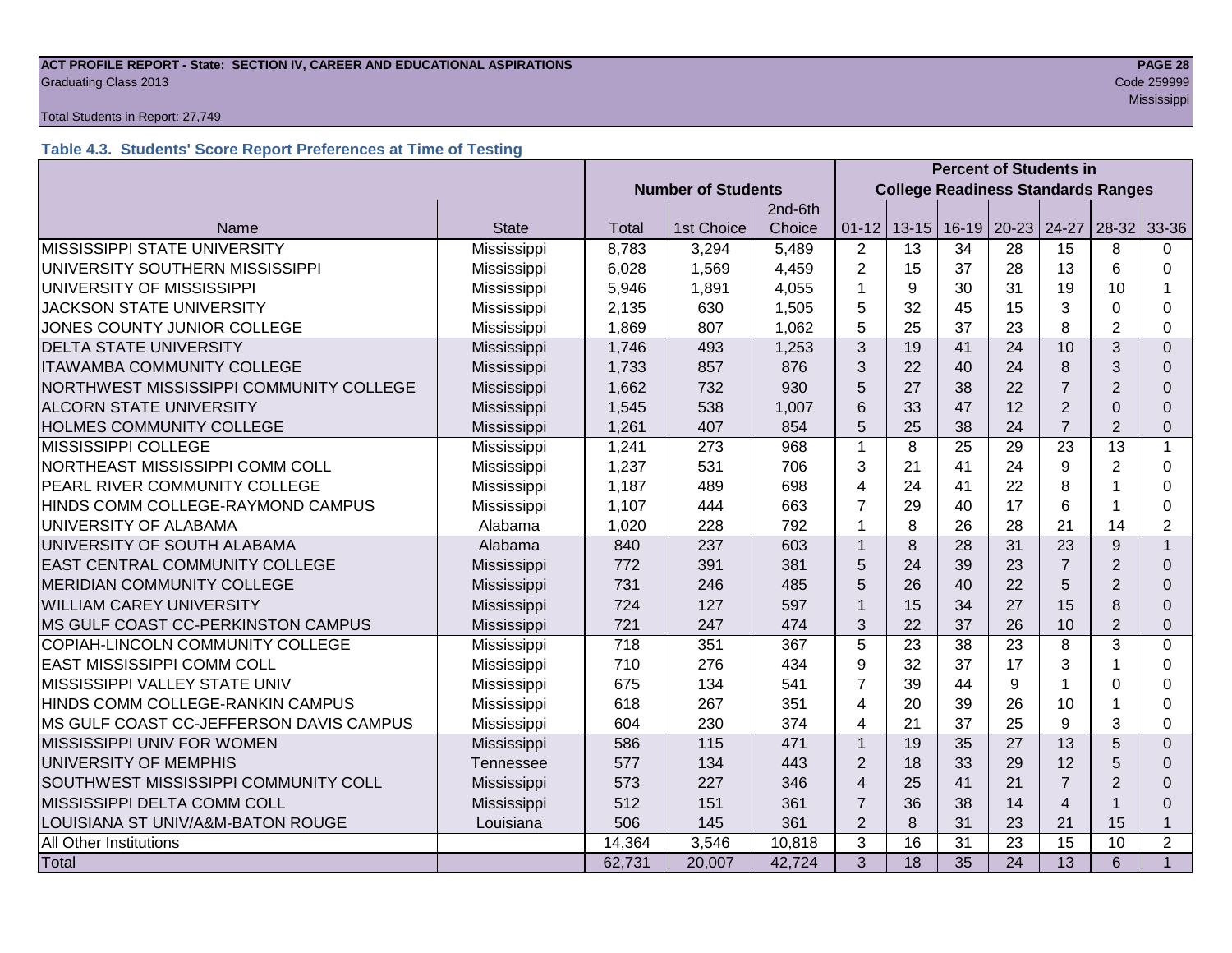Total Students in Report: 27,749

### Table 4.3. Students' Score Report Preferences at Time of Testing

| | | Number of Students | | | Percent of Students in College Readiness Standards Ranges | | | | | | |
|---|---|---|---|---|---|---|---|---|---|---|---|
| Name | State | Total | 1st Choice | 2nd-6th Choice | 01-12 | 13-15 | 16-19 | 20-23 | 24-27 | 28-32 | 33-36 |
| MISSISSIPPI STATE UNIVERSITY | Mississippi | 8,783 | 3,294 | 5,489 | 2 | 13 | 34 | 28 | 15 | 8 | 0 |
| UNIVERSITY SOUTHERN MISSISSIPPI | Mississippi | 6,028 | 1,569 | 4,459 | 2 | 15 | 37 | 28 | 13 | 6 | 0 |
| UNIVERSITY OF MISSISSIPPI | Mississippi | 5,946 | 1,891 | 4,055 | 1 | 9 | 30 | 31 | 19 | 10 | 1 |
| JACKSON STATE UNIVERSITY | Mississippi | 2,135 | 630 | 1,505 | 5 | 32 | 45 | 15 | 3 | 0 | 0 |
| JONES COUNTY JUNIOR COLLEGE | Mississippi | 1,869 | 807 | 1,062 | 5 | 25 | 37 | 23 | 8 | 2 | 0 |
| DELTA STATE UNIVERSITY | Mississippi | 1,746 | 493 | 1,253 | 3 | 19 | 41 | 24 | 10 | 3 | 0 |
| ITAWAMBA COMMUNITY COLLEGE | Mississippi | 1,733 | 857 | 876 | 3 | 22 | 40 | 24 | 8 | 3 | 0 |
| NORTHWEST MISSISSIPPI COMMUNITY COLLEGE | Mississippi | 1,662 | 732 | 930 | 5 | 27 | 38 | 22 | 7 | 2 | 0 |
| ALCORN STATE UNIVERSITY | Mississippi | 1,545 | 538 | 1,007 | 6 | 33 | 47 | 12 | 2 | 0 | 0 |
| HOLMES COMMUNITY COLLEGE | Mississippi | 1,261 | 407 | 854 | 5 | 25 | 38 | 24 | 7 | 2 | 0 |
| MISSISSIPPI COLLEGE | Mississippi | 1,241 | 273 | 968 | 1 | 8 | 25 | 29 | 23 | 13 | 1 |
| NORTHEAST MISSISSIPPI COMM COLL | Mississippi | 1,237 | 531 | 706 | 3 | 21 | 41 | 24 | 9 | 2 | 0 |
| PEARL RIVER COMMUNITY COLLEGE | Mississippi | 1,187 | 489 | 698 | 4 | 24 | 41 | 22 | 8 | 1 | 0 |
| HINDS COMM COLLEGE-RAYMOND CAMPUS | Mississippi | 1,107 | 444 | 663 | 7 | 29 | 40 | 17 | 6 | 1 | 0 |
| UNIVERSITY OF ALABAMA | Alabama | 1,020 | 228 | 792 | 1 | 8 | 26 | 28 | 21 | 14 | 2 |
| UNIVERSITY OF SOUTH ALABAMA | Alabama | 840 | 237 | 603 | 1 | 8 | 28 | 31 | 23 | 9 | 1 |
| EAST CENTRAL COMMUNITY COLLEGE | Mississippi | 772 | 391 | 381 | 5 | 24 | 39 | 23 | 7 | 2 | 0 |
| MERIDIAN COMMUNITY COLLEGE | Mississippi | 731 | 246 | 485 | 5 | 26 | 40 | 22 | 5 | 2 | 0 |
| WILLIAM CAREY UNIVERSITY | Mississippi | 724 | 127 | 597 | 1 | 15 | 34 | 27 | 15 | 8 | 0 |
| MS GULF COAST CC-PERKINSTON CAMPUS | Mississippi | 721 | 247 | 474 | 3 | 22 | 37 | 26 | 10 | 2 | 0 |
| COPIAH-LINCOLN COMMUNITY COLLEGE | Mississippi | 718 | 351 | 367 | 5 | 23 | 38 | 23 | 8 | 3 | 0 |
| EAST MISSISSIPPI COMM COLL | Mississippi | 710 | 276 | 434 | 9 | 32 | 37 | 17 | 3 | 1 | 0 |
| MISSISSIPPI VALLEY STATE UNIV | Mississippi | 675 | 134 | 541 | 7 | 39 | 44 | 9 | 1 | 0 | 0 |
| HINDS COMM COLLEGE-RANKIN CAMPUS | Mississippi | 618 | 267 | 351 | 4 | 20 | 39 | 26 | 10 | 1 | 0 |
| MS GULF COAST CC-JEFFERSON DAVIS CAMPUS | Mississippi | 604 | 230 | 374 | 4 | 21 | 37 | 25 | 9 | 3 | 0 |
| MISSISSIPPI UNIV FOR WOMEN | Mississippi | 586 | 115 | 471 | 1 | 19 | 35 | 27 | 13 | 5 | 0 |
| UNIVERSITY OF MEMPHIS | Tennessee | 577 | 134 | 443 | 2 | 18 | 33 | 29 | 12 | 5 | 0 |
| SOUTHWEST MISSISSIPPI COMMUNITY COLL | Mississippi | 573 | 227 | 346 | 4 | 25 | 41 | 21 | 7 | 2 | 0 |
| MISSISSIPPI DELTA COMM COLL | Mississippi | 512 | 151 | 361 | 7 | 36 | 38 | 14 | 4 | 1 | 0 |
| LOUISIANA ST UNIV/A&M-BATON ROUGE | Louisiana | 506 | 145 | 361 | 2 | 8 | 31 | 23 | 21 | 15 | 1 |
| All Other Institutions | | 14,364 | 3,546 | 10,818 | 3 | 16 | 31 | 23 | 15 | 10 | 2 |
| Total | | 62,731 | 20,007 | 42,724 | 3 | 18 | 35 | 24 | 13 | 6 | 1 |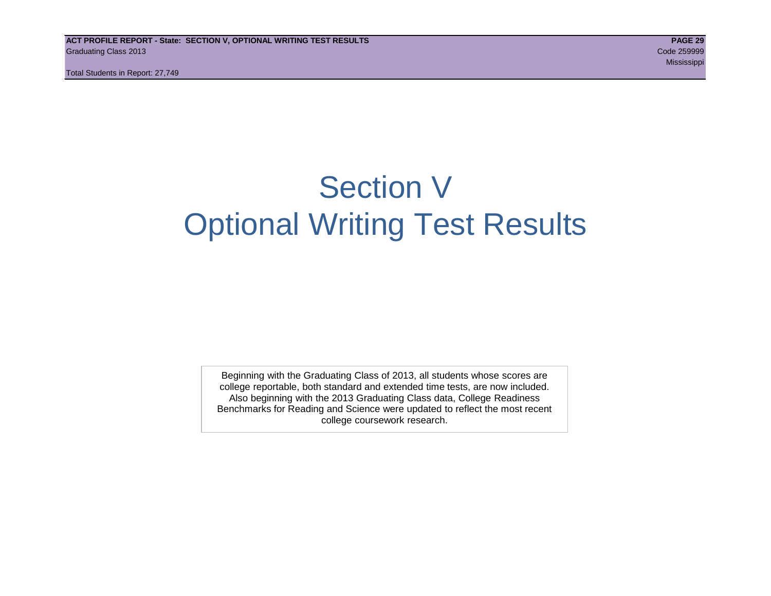# Section V
# Optional Writing Test Results

Beginning with the Graduating Class of 2013, all students whose scores are college reportable, both standard and extended time tests, are now included. Also beginning with the 2013 Graduating Class data, College Readiness Benchmarks for Reading and Science were updated to reflect the most recent college coursework research.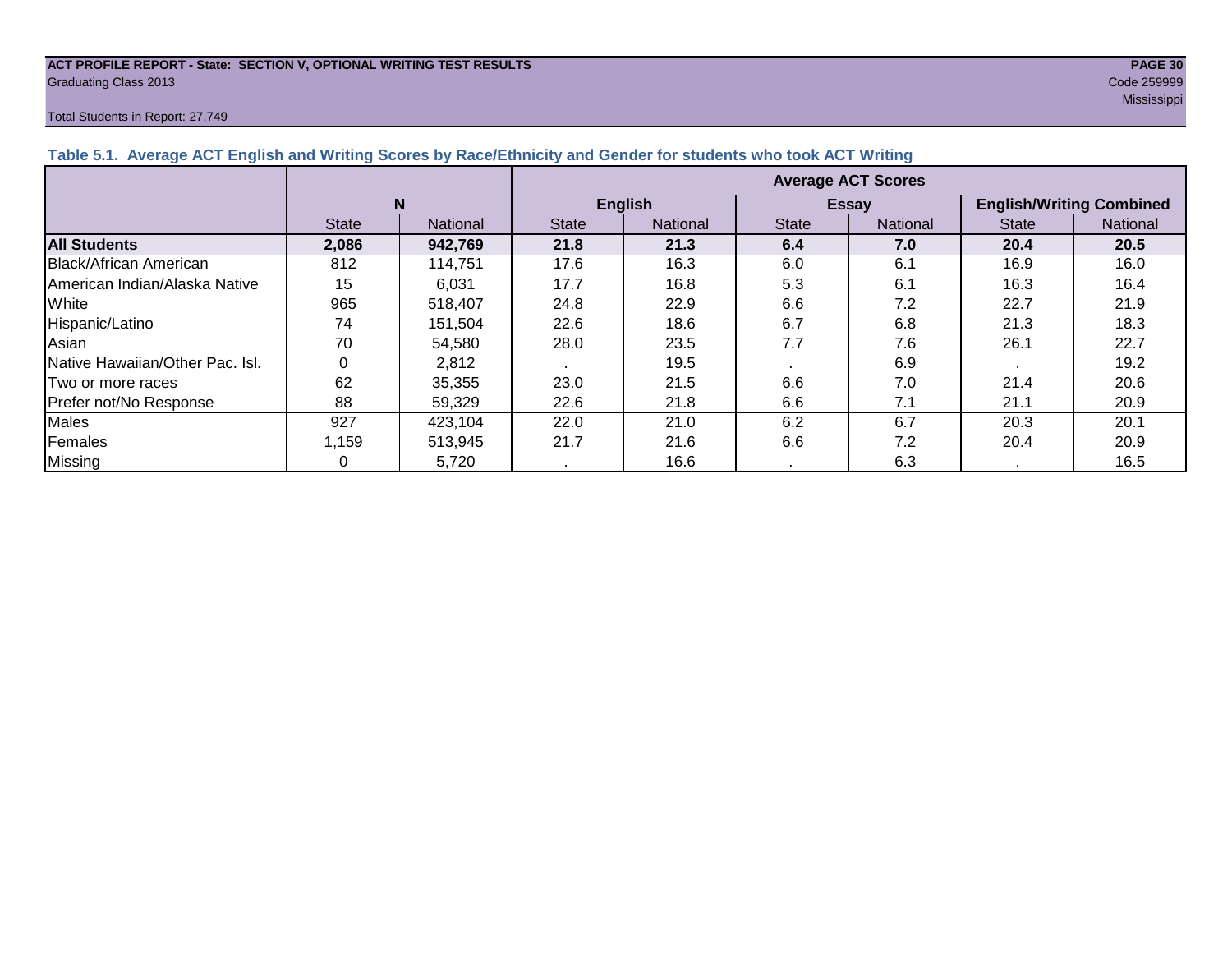**ACT PROFILE REPORT - State: SECTION V, OPTIONAL WRITING TEST RESULTS**
Graduating Class 2013

Code 259999
Mississippi

Total Students in Report: 27,749

### Table 5.1. Average ACT English and Writing Scores by Race/Ethnicity and Gender for students who took ACT Writing

| | N | | Average ACT Scores | | | | | |
|---|---|---|---|---|---|---|---|---|
| | | | English | | Essay | | English/Writing Combined | |
| | State | National | State | National | State | National | State | National |
| **All Students** | **2,086** | **942,769** | **21.8** | **21.3** | **6.4** | **7.0** | **20.4** | **20.5** |
| Black/African American | 812 | 114,751 | 17.6 | 16.3 | 6.0 | 6.1 | 16.9 | 16.0 |
| American Indian/Alaska Native | 15 | 6,031 | 17.7 | 16.8 | 5.3 | 6.1 | 16.3 | 16.4 |
| White | 965 | 518,407 | 24.8 | 22.9 | 6.6 | 7.2 | 22.7 | 21.9 |
| Hispanic/Latino | 74 | 151,504 | 22.6 | 18.6 | 6.7 | 6.8 | 21.3 | 18.3 |
| Asian | 70 | 54,580 | 28.0 | 23.5 | 7.7 | 7.6 | 26.1 | 22.7 |
| Native Hawaiian/Other Pac. Isl. | 0 | 2,812 | . | 19.5 | . | 6.9 | . | 19.2 |
| Two or more races | 62 | 35,355 | 23.0 | 21.5 | 6.6 | 7.0 | 21.4 | 20.6 |
| Prefer not/No Response | 88 | 59,329 | 22.6 | 21.8 | 6.6 | 7.1 | 21.1 | 20.9 |
| Males | 927 | 423,104 | 22.0 | 21.0 | 6.2 | 6.7 | 20.3 | 20.1 |
| Females | 1,159 | 513,945 | 21.7 | 21.6 | 6.6 | 7.2 | 20.4 | 20.9 |
| Missing | 0 | 5,720 | . | 16.6 | . | 6.3 | . | 16.5 |